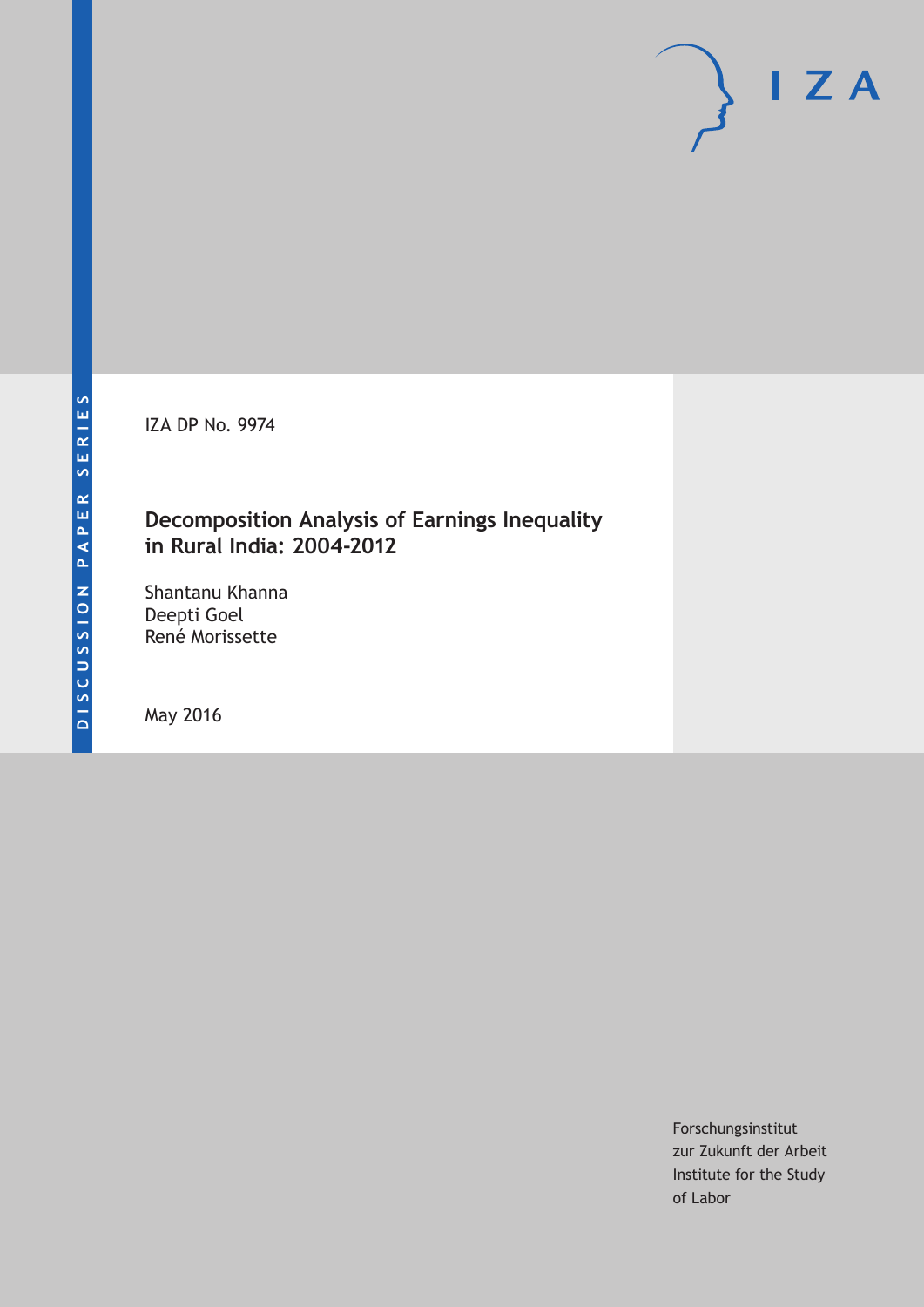DISCUSSION PAPER SERIES

IZA DP No. 9974

# Decomposition Analysis of Earnings Inequality in Rural India: 2004-2012

Shantanu Khanna
Deepti Goel
René Morissette

May 2016

Forschungsinstitut
zur Zukunft der Arbeit
Institute for the Study
of Labor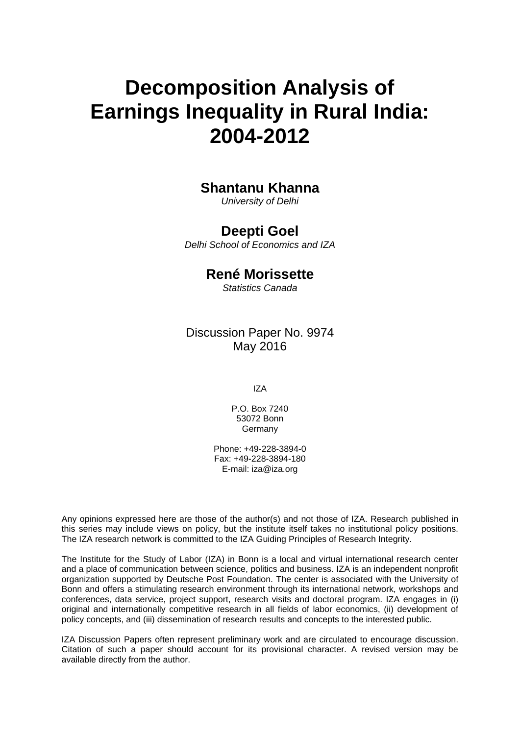# Decomposition Analysis of Earnings Inequality in Rural India: 2004-2012

**Shantanu Khanna**
*University of Delhi*

**Deepti Goel**
*Delhi School of Economics and IZA*

**René Morissette**
*Statistics Canada*

Discussion Paper No. 9974
May 2016

IZA

P.O. Box 7240
53072 Bonn
Germany

Phone: +49-228-3894-0
Fax: +49-228-3894-180
E-mail: iza@iza.org

Any opinions expressed here are those of the author(s) and not those of IZA. Research published in this series may include views on policy, but the institute itself takes no institutional policy positions. The IZA research network is committed to the IZA Guiding Principles of Research Integrity.

The Institute for the Study of Labor (IZA) in Bonn is a local and virtual international research center and a place of communication between science, politics and business. IZA is an independent nonprofit organization supported by Deutsche Post Foundation. The center is associated with the University of Bonn and offers a stimulating research environment through its international network, workshops and conferences, data service, project support, research visits and doctoral program. IZA engages in (i) original and internationally competitive research in all fields of labor economics, (ii) development of policy concepts, and (iii) dissemination of research results and concepts to the interested public.

IZA Discussion Papers often represent preliminary work and are circulated to encourage discussion. Citation of such a paper should account for its provisional character. A revised version may be available directly from the author.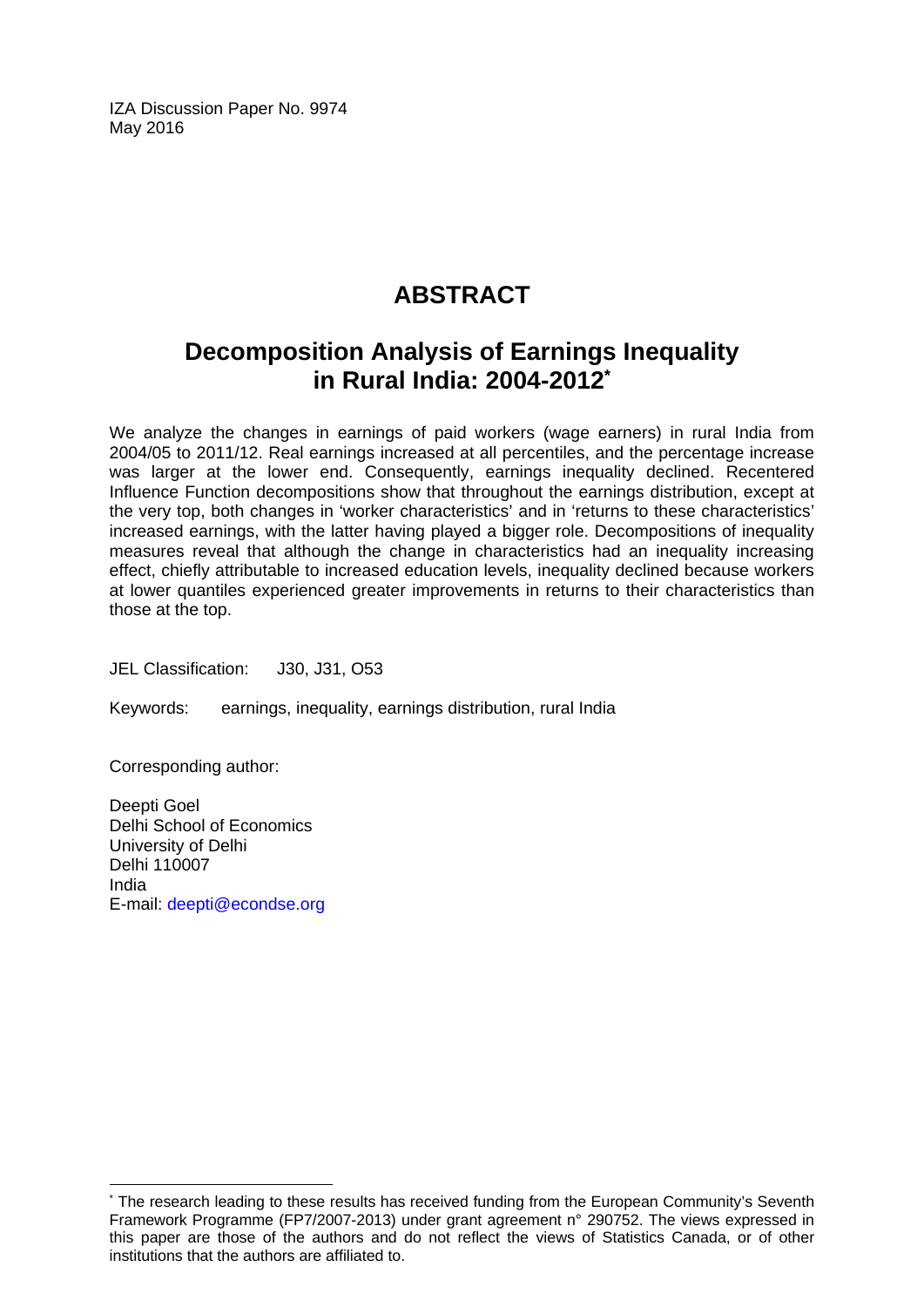IZA Discussion Paper No. 9974
May 2016

# ABSTRACT

## Decomposition Analysis of Earnings Inequality in Rural India: 2004-2012[*]

We analyze the changes in earnings of paid workers (wage earners) in rural India from 2004/05 to 2011/12. Real earnings increased at all percentiles, and the percentage increase was larger at the lower end. Consequently, earnings inequality declined. Recentered Influence Function decompositions show that throughout the earnings distribution, except at the very top, both changes in 'worker characteristics' and in 'returns to these characteristics' increased earnings, with the latter having played a bigger role. Decompositions of inequality measures reveal that although the change in characteristics had an inequality increasing effect, chiefly attributable to increased education levels, inequality declined because workers at lower quantiles experienced greater improvements in returns to their characteristics than those at the top.

JEL Classification: J30, J31, O53

Keywords: earnings, inequality, earnings distribution, rural India

Corresponding author:

Deepti Goel
Delhi School of Economics
University of Delhi
Delhi 110007
India
E-mail: deepti@econdse.org

---

[*] The research leading to these results has received funding from the European Community's Seventh Framework Programme (FP7/2007-2013) under grant agreement n° 290752. The views expressed in this paper are those of the authors and do not reflect the views of Statistics Canada, or of other institutions that the authors are affiliated to.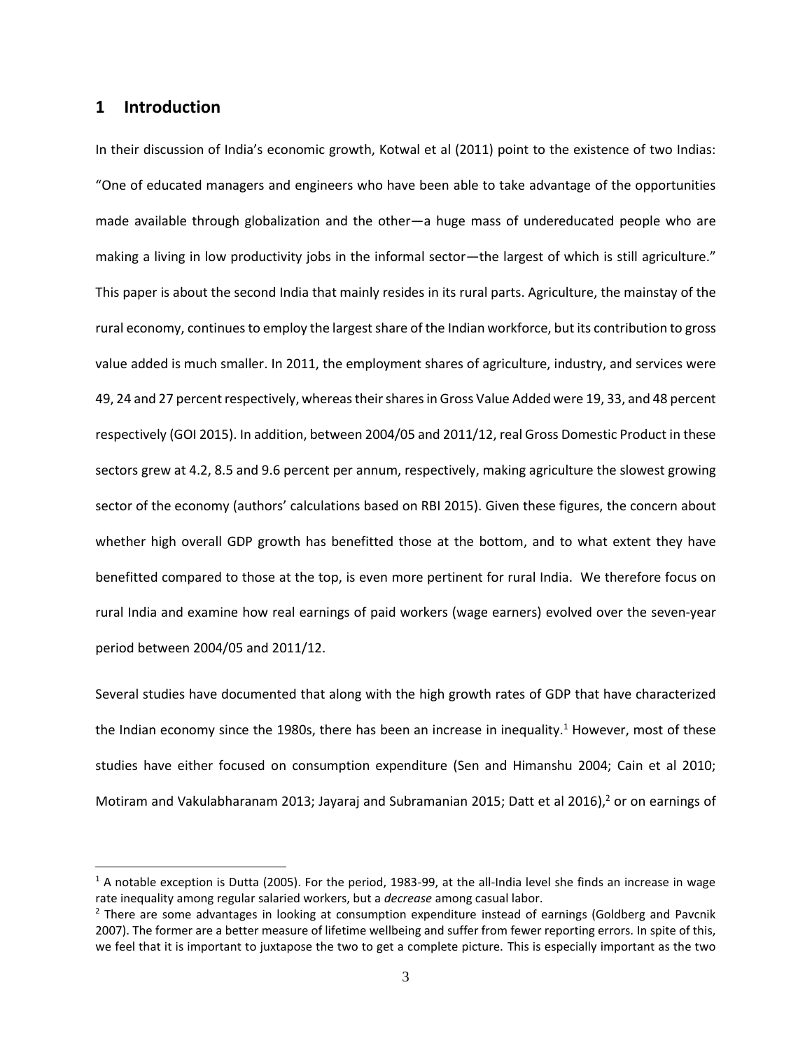# 1 Introduction

In their discussion of India's economic growth, Kotwal et al (2011) point to the existence of two Indias: "One of educated managers and engineers who have been able to take advantage of the opportunities made available through globalization and the other—a huge mass of undereducated people who are making a living in low productivity jobs in the informal sector—the largest of which is still agriculture." This paper is about the second India that mainly resides in its rural parts. Agriculture, the mainstay of the rural economy, continues to employ the largest share of the Indian workforce, but its contribution to gross value added is much smaller. In 2011, the employment shares of agriculture, industry, and services were 49, 24 and 27 percent respectively, whereas their shares in Gross Value Added were 19, 33, and 48 percent respectively (GOI 2015). In addition, between 2004/05 and 2011/12, real Gross Domestic Product in these sectors grew at 4.2, 8.5 and 9.6 percent per annum, respectively, making agriculture the slowest growing sector of the economy (authors' calculations based on RBI 2015). Given these figures, the concern about whether high overall GDP growth has benefitted those at the bottom, and to what extent they have benefitted compared to those at the top, is even more pertinent for rural India. We therefore focus on rural India and examine how real earnings of paid workers (wage earners) evolved over the seven-year period between 2004/05 and 2011/12.

Several studies have documented that along with the high growth rates of GDP that have characterized the Indian economy since the 1980s, there has been an increase in inequality.[1] However, most of these studies have either focused on consumption expenditure (Sen and Himanshu 2004; Cain et al 2010; Motiram and Vakulabharanam 2013; Jayaraj and Subramanian 2015; Datt et al 2016),[2] or on earnings of

---

[1] A notable exception is Dutta (2005). For the period, 1983-99, at the all-India level she finds an increase in wage rate inequality among regular salaried workers, but a *decrease* among casual labor.

[2] There are some advantages in looking at consumption expenditure instead of earnings (Goldberg and Pavcnik 2007). The former are a better measure of lifetime wellbeing and suffer from fewer reporting errors. In spite of this, we feel that it is important to juxtapose the two to get a complete picture. This is especially important as the two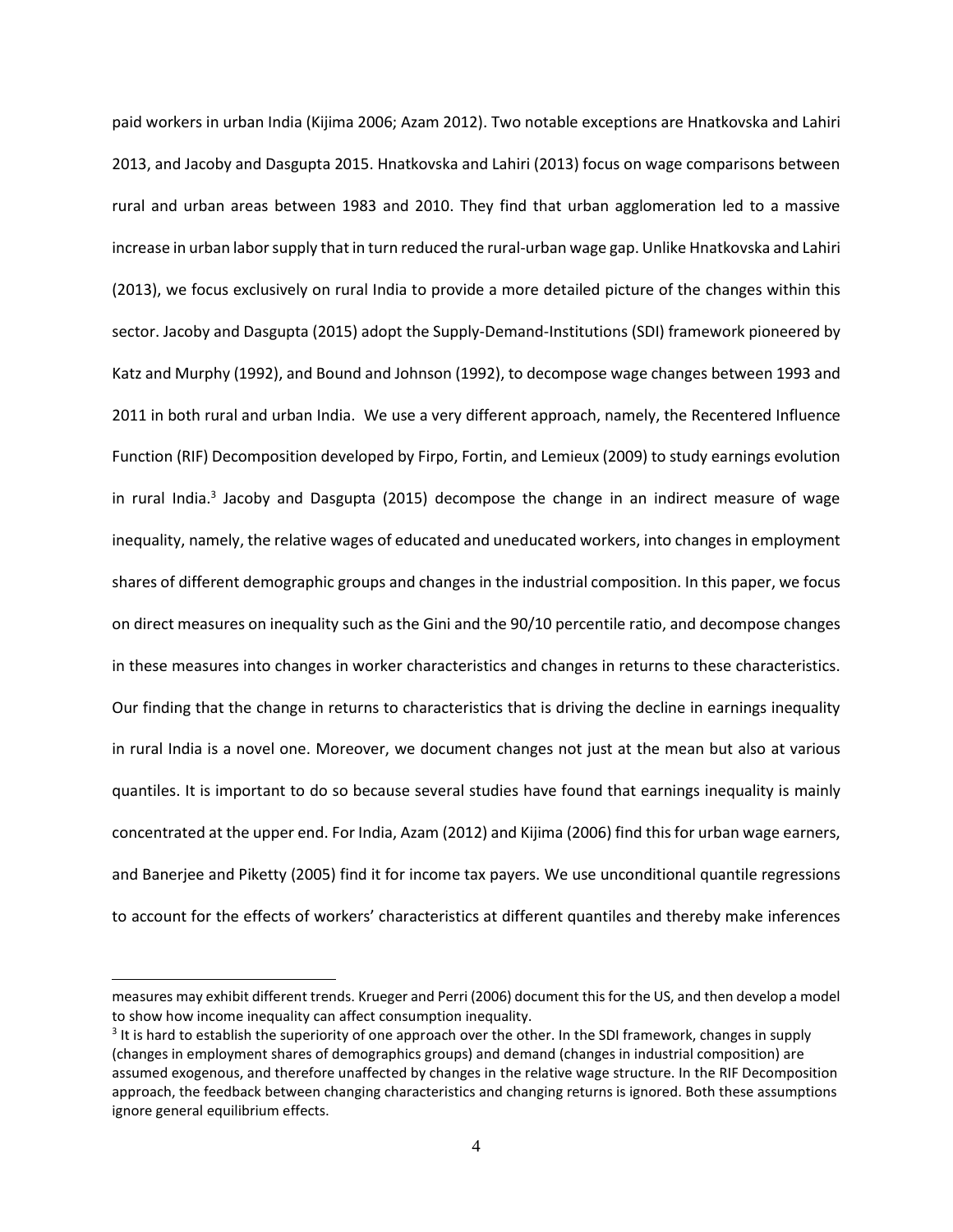paid workers in urban India (Kijima 2006; Azam 2012). Two notable exceptions are Hnatkovska and Lahiri 2013, and Jacoby and Dasgupta 2015. Hnatkovska and Lahiri (2013) focus on wage comparisons between rural and urban areas between 1983 and 2010. They find that urban agglomeration led to a massive increase in urban labor supply that in turn reduced the rural-urban wage gap. Unlike Hnatkovska and Lahiri (2013), we focus exclusively on rural India to provide a more detailed picture of the changes within this sector. Jacoby and Dasgupta (2015) adopt the Supply-Demand-Institutions (SDI) framework pioneered by Katz and Murphy (1992), and Bound and Johnson (1992), to decompose wage changes between 1993 and 2011 in both rural and urban India. We use a very different approach, namely, the Recentered Influence Function (RIF) Decomposition developed by Firpo, Fortin, and Lemieux (2009) to study earnings evolution in rural India.[3] Jacoby and Dasgupta (2015) decompose the change in an indirect measure of wage inequality, namely, the relative wages of educated and uneducated workers, into changes in employment shares of different demographic groups and changes in the industrial composition. In this paper, we focus on direct measures on inequality such as the Gini and the 90/10 percentile ratio, and decompose changes in these measures into changes in worker characteristics and changes in returns to these characteristics. Our finding that the change in returns to characteristics that is driving the decline in earnings inequality in rural India is a novel one. Moreover, we document changes not just at the mean but also at various quantiles. It is important to do so because several studies have found that earnings inequality is mainly concentrated at the upper end. For India, Azam (2012) and Kijima (2006) find this for urban wage earners, and Banerjee and Piketty (2005) find it for income tax payers. We use unconditional quantile regressions to account for the effects of workers' characteristics at different quantiles and thereby make inferences

---

measures may exhibit different trends. Krueger and Perri (2006) document this for the US, and then develop a model to show how income inequality can affect consumption inequality.

[3] It is hard to establish the superiority of one approach over the other. In the SDI framework, changes in supply (changes in employment shares of demographics groups) and demand (changes in industrial composition) are assumed exogenous, and therefore unaffected by changes in the relative wage structure. In the RIF Decomposition approach, the feedback between changing characteristics and changing returns is ignored. Both these assumptions ignore general equilibrium effects.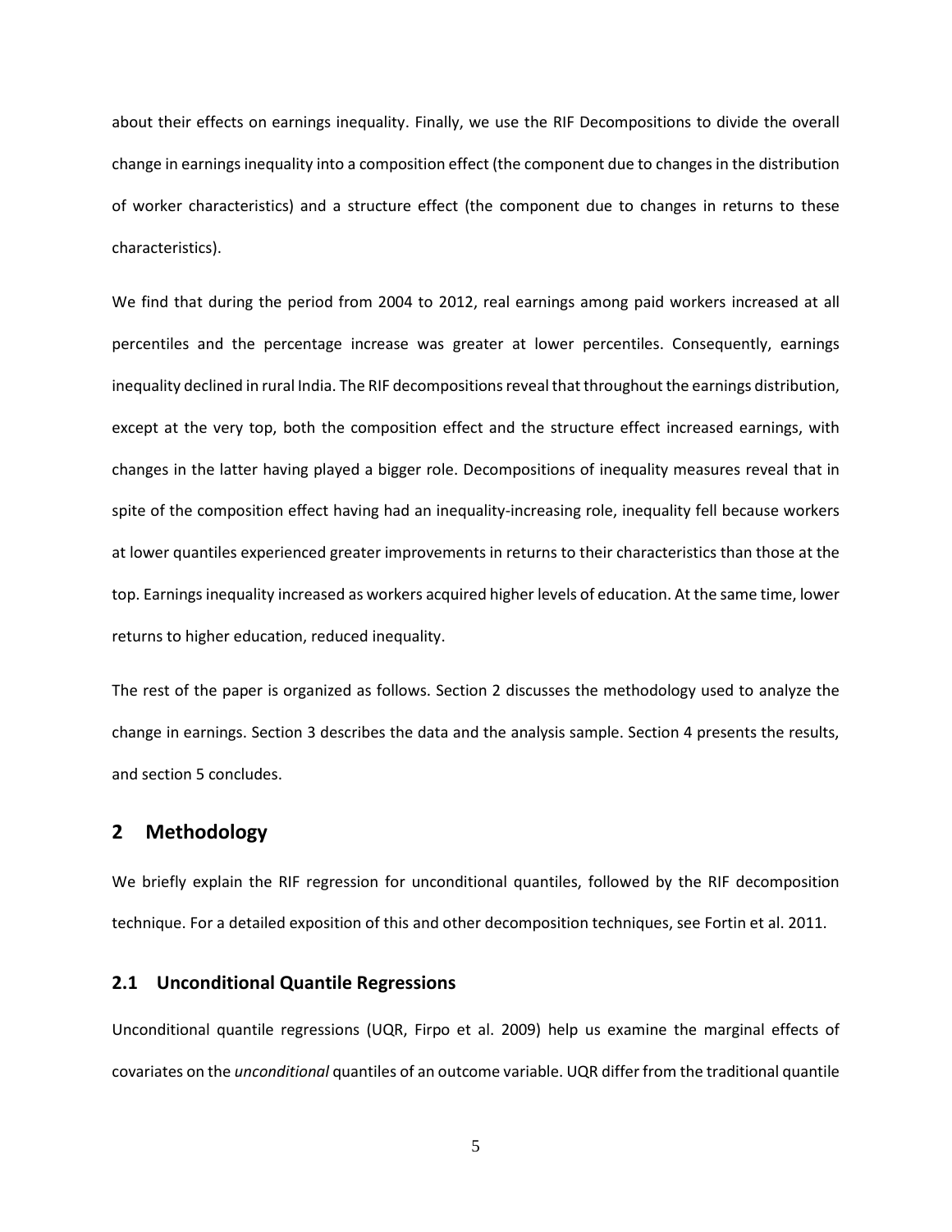about their effects on earnings inequality. Finally, we use the RIF Decompositions to divide the overall change in earnings inequality into a composition effect (the component due to changes in the distribution of worker characteristics) and a structure effect (the component due to changes in returns to these characteristics).

We find that during the period from 2004 to 2012, real earnings among paid workers increased at all percentiles and the percentage increase was greater at lower percentiles. Consequently, earnings inequality declined in rural India. The RIF decompositions reveal that throughout the earnings distribution, except at the very top, both the composition effect and the structure effect increased earnings, with changes in the latter having played a bigger role. Decompositions of inequality measures reveal that in spite of the composition effect having had an inequality-increasing role, inequality fell because workers at lower quantiles experienced greater improvements in returns to their characteristics than those at the top. Earnings inequality increased as workers acquired higher levels of education. At the same time, lower returns to higher education, reduced inequality.

The rest of the paper is organized as follows. Section 2 discusses the methodology used to analyze the change in earnings. Section 3 describes the data and the analysis sample. Section 4 presents the results, and section 5 concludes.

## 2 Methodology

We briefly explain the RIF regression for unconditional quantiles, followed by the RIF decomposition technique. For a detailed exposition of this and other decomposition techniques, see Fortin et al. 2011.

### 2.1 Unconditional Quantile Regressions

Unconditional quantile regressions (UQR, Firpo et al. 2009) help us examine the marginal effects of covariates on the *unconditional* quantiles of an outcome variable. UQR differ from the traditional quantile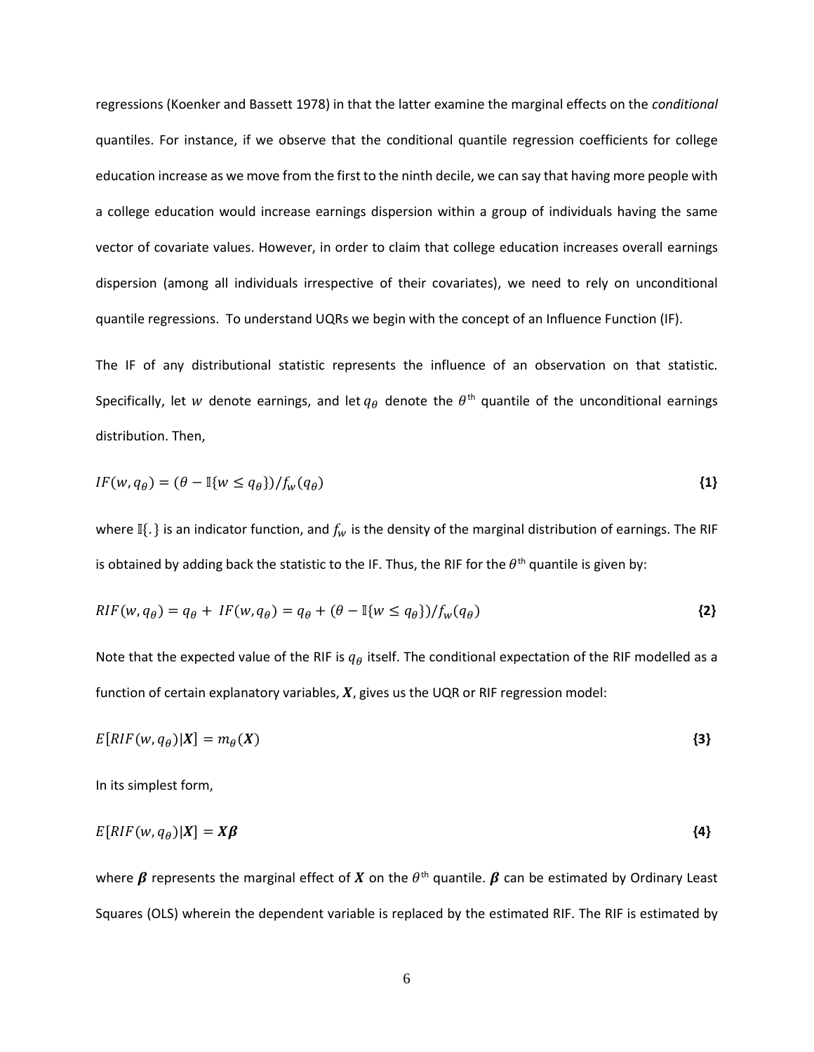regressions (Koenker and Bassett 1978) in that the latter examine the marginal effects on the *conditional* quantiles. For instance, if we observe that the conditional quantile regression coefficients for college education increase as we move from the first to the ninth decile, we can say that having more people with a college education would increase earnings dispersion within a group of individuals having the same vector of covariate values. However, in order to claim that college education increases overall earnings dispersion (among all individuals irrespective of their covariates), we need to rely on unconditional quantile regressions. To understand UQRs we begin with the concept of an Influence Function (IF).

The IF of any distributional statistic represents the influence of an observation on that statistic. Specifically, let $w$ denote earnings, and let $q_\theta$ denote the $\theta^{\text{th}}$ quantile of the unconditional earnings distribution. Then,

$$IF(w, q_\theta) = (\theta - \mathbb{I}\{w \leq q_\theta\})/f_w(q_\theta) \tag{1}$$

where $\mathbb{I}\{.\}$ is an indicator function, and $f_w$ is the density of the marginal distribution of earnings. The RIF is obtained by adding back the statistic to the IF. Thus, the RIF for the $\theta^{\text{th}}$ quantile is given by:

$$RIF(w, q_\theta) = q_\theta + IF(w, q_\theta) = q_\theta + (\theta - \mathbb{I}\{w \leq q_\theta\})/f_w(q_\theta) \tag{2}$$

Note that the expected value of the RIF is $q_\theta$ itself. The conditional expectation of the RIF modelled as a function of certain explanatory variables, $\boldsymbol{X}$, gives us the UQR or RIF regression model:

$$E[RIF(w, q_\theta)|\boldsymbol{X}] = m_\theta(\boldsymbol{X}) \tag{3}$$

In its simplest form,

$$E[RIF(w, q_\theta)|\boldsymbol{X}] = \boldsymbol{X\beta} \tag{4}$$

where $\boldsymbol{\beta}$ represents the marginal effect of $\boldsymbol{X}$ on the $\theta^{\text{th}}$ quantile. $\boldsymbol{\beta}$ can be estimated by Ordinary Least Squares (OLS) wherein the dependent variable is replaced by the estimated RIF. The RIF is estimated by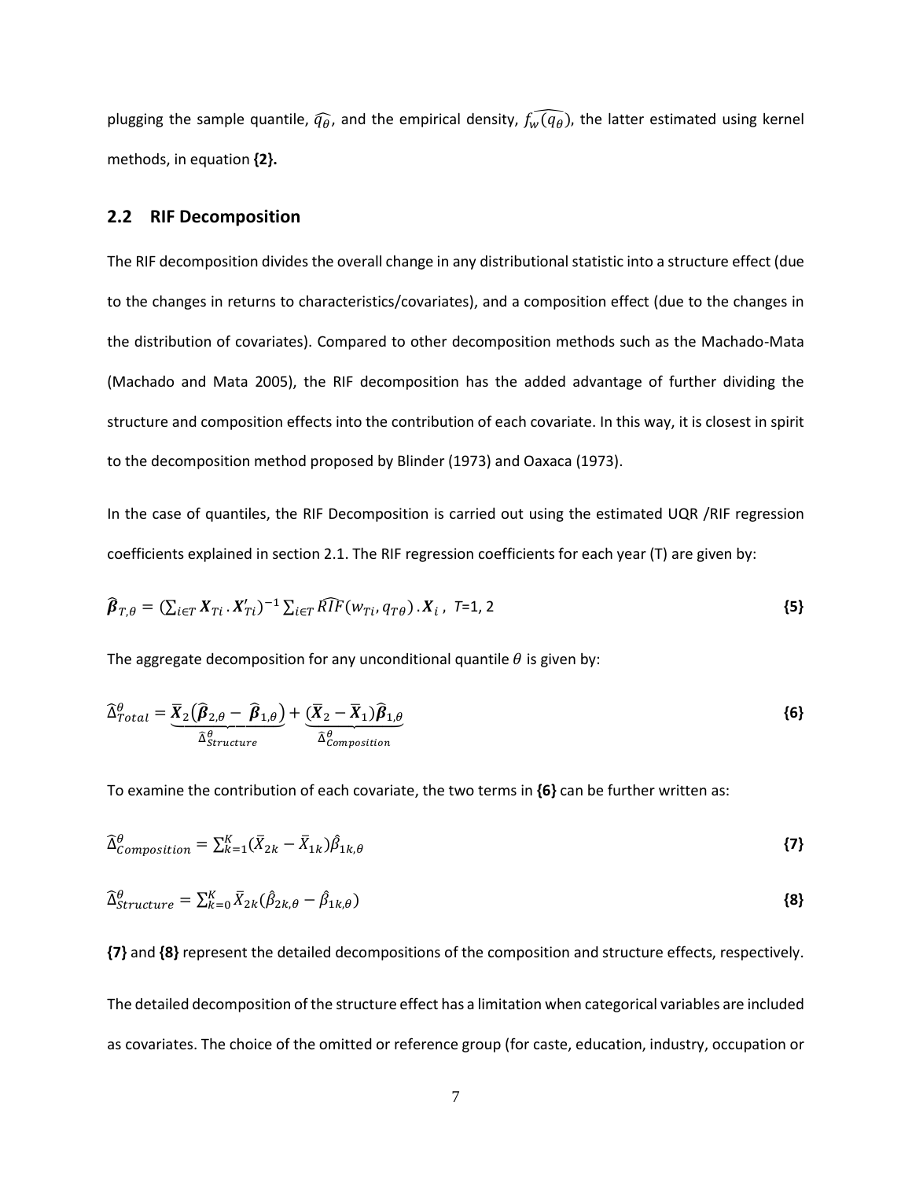plugging the sample quantile, $\widehat{q_\theta}$, and the empirical density, $\widehat{f_w(q_\theta)}$, the latter estimated using kernel methods, in equation **{2}.**

## 2.2 RIF Decomposition

The RIF decomposition divides the overall change in any distributional statistic into a structure effect (due to the changes in returns to characteristics/covariates), and a composition effect (due to the changes in the distribution of covariates). Compared to other decomposition methods such as the Machado-Mata (Machado and Mata 2005), the RIF decomposition has the added advantage of further dividing the structure and composition effects into the contribution of each covariate. In this way, it is closest in spirit to the decomposition method proposed by Blinder (1973) and Oaxaca (1973).

In the case of quantiles, the RIF Decomposition is carried out using the estimated UQR /RIF regression coefficients explained in section 2.1. The RIF regression coefficients for each year (T) are given by:

$$\widehat{\boldsymbol{\beta}}_{T,\theta} = \left(\sum_{i \in T} \boldsymbol{X}_{Ti} \cdot \boldsymbol{X}'_{Ti}\right)^{-1} \sum_{i \in T} \widehat{RIF}(w_{Ti}, q_{T\theta}) \cdot \boldsymbol{X}_i \,, \; T=1, 2 \qquad \textbf{\{5\}}$$

The aggregate decomposition for any unconditional quantile $\theta$ is given by:

$$\widehat{\Delta}^{\theta}_{Total} = \underbrace{\overline{\boldsymbol{X}}_2\left(\widehat{\boldsymbol{\beta}}_{2,\theta} - \widehat{\boldsymbol{\beta}}_{1,\theta}\right)}_{\widehat{\Delta}^{\theta}_{Structure}} + \underbrace{\left(\overline{\boldsymbol{X}}_2 - \overline{\boldsymbol{X}}_1\right)\widehat{\boldsymbol{\beta}}_{1,\theta}}_{\widehat{\Delta}^{\theta}_{Composition}} \qquad \textbf{\{6\}}$$

To examine the contribution of each covariate, the two terms in **{6}** can be further written as:

$$\widehat{\Delta}^{\theta}_{Composition} = \sum_{k=1}^{K} (\bar{X}_{2k} - \bar{X}_{1k})\hat{\beta}_{1k,\theta} \qquad \textbf{\{7\}}$$

$$\widehat{\Delta}^{\theta}_{Structure} = \sum_{k=0}^{K} \bar{X}_{2k}(\hat{\beta}_{2k,\theta} - \hat{\beta}_{1k,\theta}) \qquad \textbf{\{8\}}$$

**{7}** and **{8}** represent the detailed decompositions of the composition and structure effects, respectively.

The detailed decomposition of the structure effect has a limitation when categorical variables are included as covariates. The choice of the omitted or reference group (for caste, education, industry, occupation or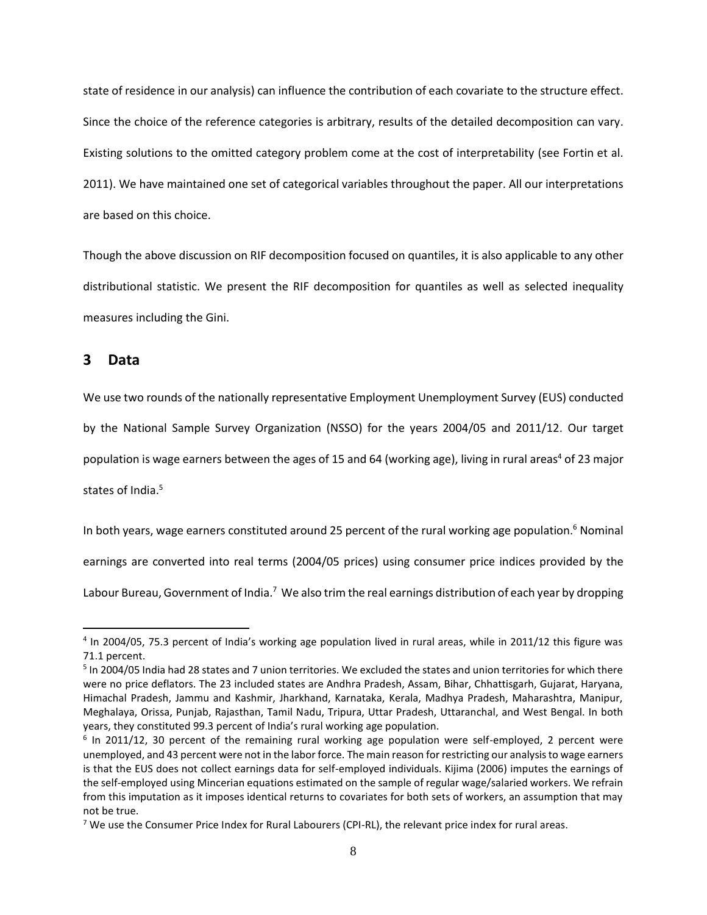state of residence in our analysis) can influence the contribution of each covariate to the structure effect. Since the choice of the reference categories is arbitrary, results of the detailed decomposition can vary. Existing solutions to the omitted category problem come at the cost of interpretability (see Fortin et al. 2011). We have maintained one set of categorical variables throughout the paper. All our interpretations are based on this choice.

Though the above discussion on RIF decomposition focused on quantiles, it is also applicable to any other distributional statistic. We present the RIF decomposition for quantiles as well as selected inequality measures including the Gini.

## 3 Data

We use two rounds of the nationally representative Employment Unemployment Survey (EUS) conducted by the National Sample Survey Organization (NSSO) for the years 2004/05 and 2011/12. Our target population is wage earners between the ages of 15 and 64 (working age), living in rural areas[4] of 23 major states of India.[5]

In both years, wage earners constituted around 25 percent of the rural working age population.[6] Nominal earnings are converted into real terms (2004/05 prices) using consumer price indices provided by the Labour Bureau, Government of India.[7] We also trim the real earnings distribution of each year by dropping

---

[4] In 2004/05, 75.3 percent of India's working age population lived in rural areas, while in 2011/12 this figure was 71.1 percent.

[5] In 2004/05 India had 28 states and 7 union territories. We excluded the states and union territories for which there were no price deflators. The 23 included states are Andhra Pradesh, Assam, Bihar, Chhattisgarh, Gujarat, Haryana, Himachal Pradesh, Jammu and Kashmir, Jharkhand, Karnataka, Kerala, Madhya Pradesh, Maharashtra, Manipur, Meghalaya, Orissa, Punjab, Rajasthan, Tamil Nadu, Tripura, Uttar Pradesh, Uttaranchal, and West Bengal. In both years, they constituted 99.3 percent of India's rural working age population.

[6] In 2011/12, 30 percent of the remaining rural working age population were self-employed, 2 percent were unemployed, and 43 percent were not in the labor force. The main reason for restricting our analysis to wage earners is that the EUS does not collect earnings data for self-employed individuals. Kijima (2006) imputes the earnings of the self-employed using Mincerian equations estimated on the sample of regular wage/salaried workers. We refrain from this imputation as it imposes identical returns to covariates for both sets of workers, an assumption that may not be true.

[7] We use the Consumer Price Index for Rural Labourers (CPI-RL), the relevant price index for rural areas.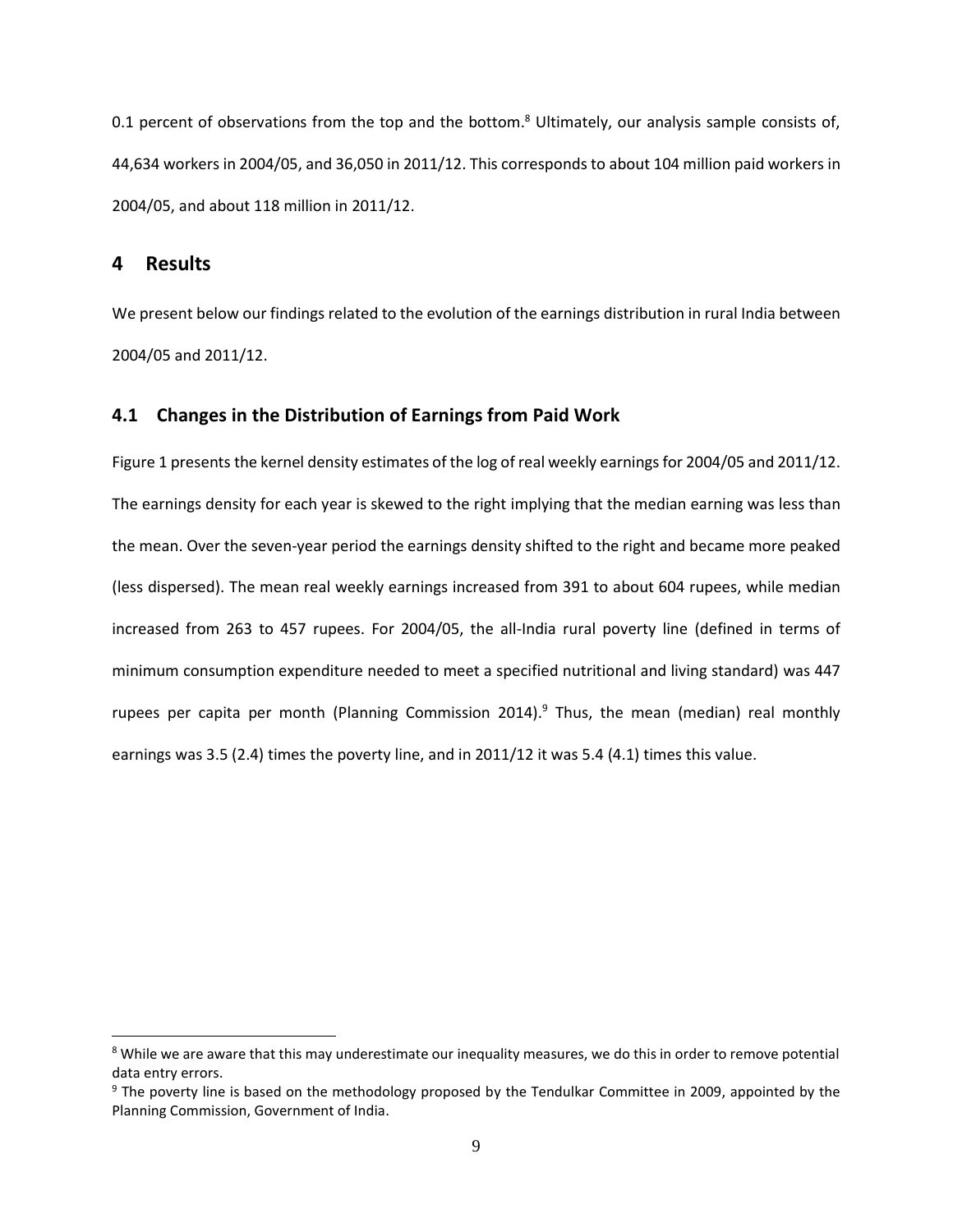0.1 percent of observations from the top and the bottom.[8] Ultimately, our analysis sample consists of, 44,634 workers in 2004/05, and 36,050 in 2011/12. This corresponds to about 104 million paid workers in 2004/05, and about 118 million in 2011/12.

# 4 Results

We present below our findings related to the evolution of the earnings distribution in rural India between 2004/05 and 2011/12.

## 4.1 Changes in the Distribution of Earnings from Paid Work

Figure 1 presents the kernel density estimates of the log of real weekly earnings for 2004/05 and 2011/12. The earnings density for each year is skewed to the right implying that the median earning was less than the mean. Over the seven-year period the earnings density shifted to the right and became more peaked (less dispersed). The mean real weekly earnings increased from 391 to about 604 rupees, while median increased from 263 to 457 rupees. For 2004/05, the all-India rural poverty line (defined in terms of minimum consumption expenditure needed to meet a specified nutritional and living standard) was 447 rupees per capita per month (Planning Commission 2014).[9] Thus, the mean (median) real monthly earnings was 3.5 (2.4) times the poverty line, and in 2011/12 it was 5.4 (4.1) times this value.

---

[8] While we are aware that this may underestimate our inequality measures, we do this in order to remove potential data entry errors.

[9] The poverty line is based on the methodology proposed by the Tendulkar Committee in 2009, appointed by the Planning Commission, Government of India.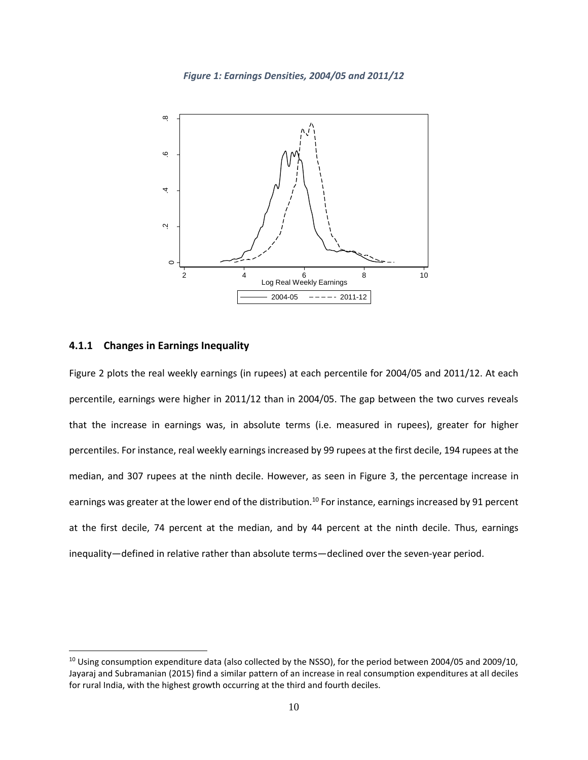*Figure 1: Earnings Densities, 2004/05 and 2011/12*

### 4.1.1 Changes in Earnings Inequality

Figure 2 plots the real weekly earnings (in rupees) at each percentile for 2004/05 and 2011/12. At each percentile, earnings were higher in 2011/12 than in 2004/05. The gap between the two curves reveals that the increase in earnings was, in absolute terms (i.e. measured in rupees), greater for higher percentiles. For instance, real weekly earnings increased by 99 rupees at the first decile, 194 rupees at the median, and 307 rupees at the ninth decile. However, as seen in Figure 3, the percentage increase in earnings was greater at the lower end of the distribution.[10] For instance, earnings increased by 91 percent at the first decile, 74 percent at the median, and by 44 percent at the ninth decile. Thus, earnings inequality—defined in relative rather than absolute terms—declined over the seven-year period.

[10] Using consumption expenditure data (also collected by the NSSO), for the period between 2004/05 and 2009/10, Jayaraj and Subramanian (2015) find a similar pattern of an increase in real consumption expenditures at all deciles for rural India, with the highest growth occurring at the third and fourth deciles.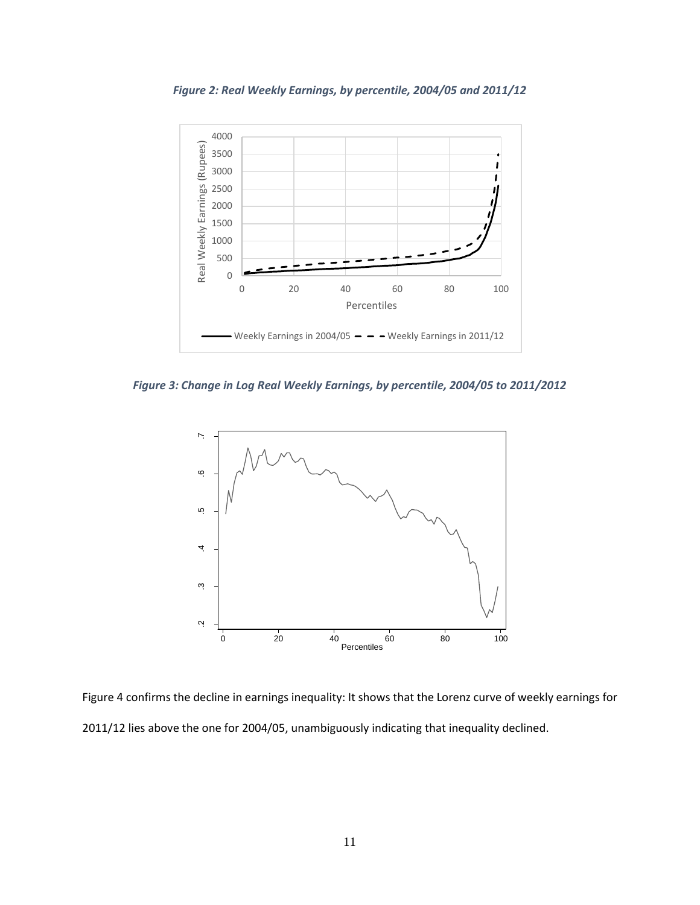*Figure 2: Real Weekly Earnings, by percentile, 2004/05 and 2011/12*

*Figure 3: Change in Log Real Weekly Earnings, by percentile, 2004/05 to 2011/2012*

Figure 4 confirms the decline in earnings inequality: It shows that the Lorenz curve of weekly earnings for 2011/12 lies above the one for 2004/05, unambiguously indicating that inequality declined.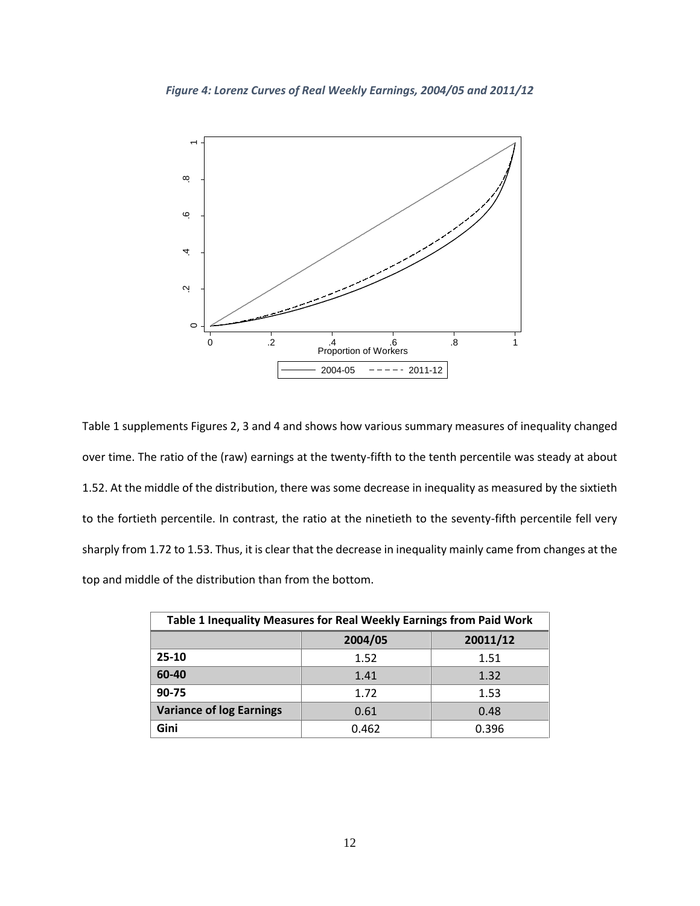*Figure 4: Lorenz Curves of Real Weekly Earnings, 2004/05 and 2011/12*

Table 1 supplements Figures 2, 3 and 4 and shows how various summary measures of inequality changed over time. The ratio of the (raw) earnings at the twenty-fifth to the tenth percentile was steady at about 1.52. At the middle of the distribution, there was some decrease in inequality as measured by the sixtieth to the fortieth percentile. In contrast, the ratio at the ninetieth to the seventy-fifth percentile fell very sharply from 1.72 to 1.53. Thus, it is clear that the decrease in inequality mainly came from changes at the top and middle of the distribution than from the bottom.

**Table 1 Inequality Measures for Real Weekly Earnings from Paid Work**

| | 2004/05 | 20011/12 |
|---|---|---|
| **25-10** | 1.52 | 1.51 |
| **60-40** | 1.41 | 1.32 |
| **90-75** | 1.72 | 1.53 |
| **Variance of log Earnings** | 0.61 | 0.48 |
| **Gini** | 0.462 | 0.396 |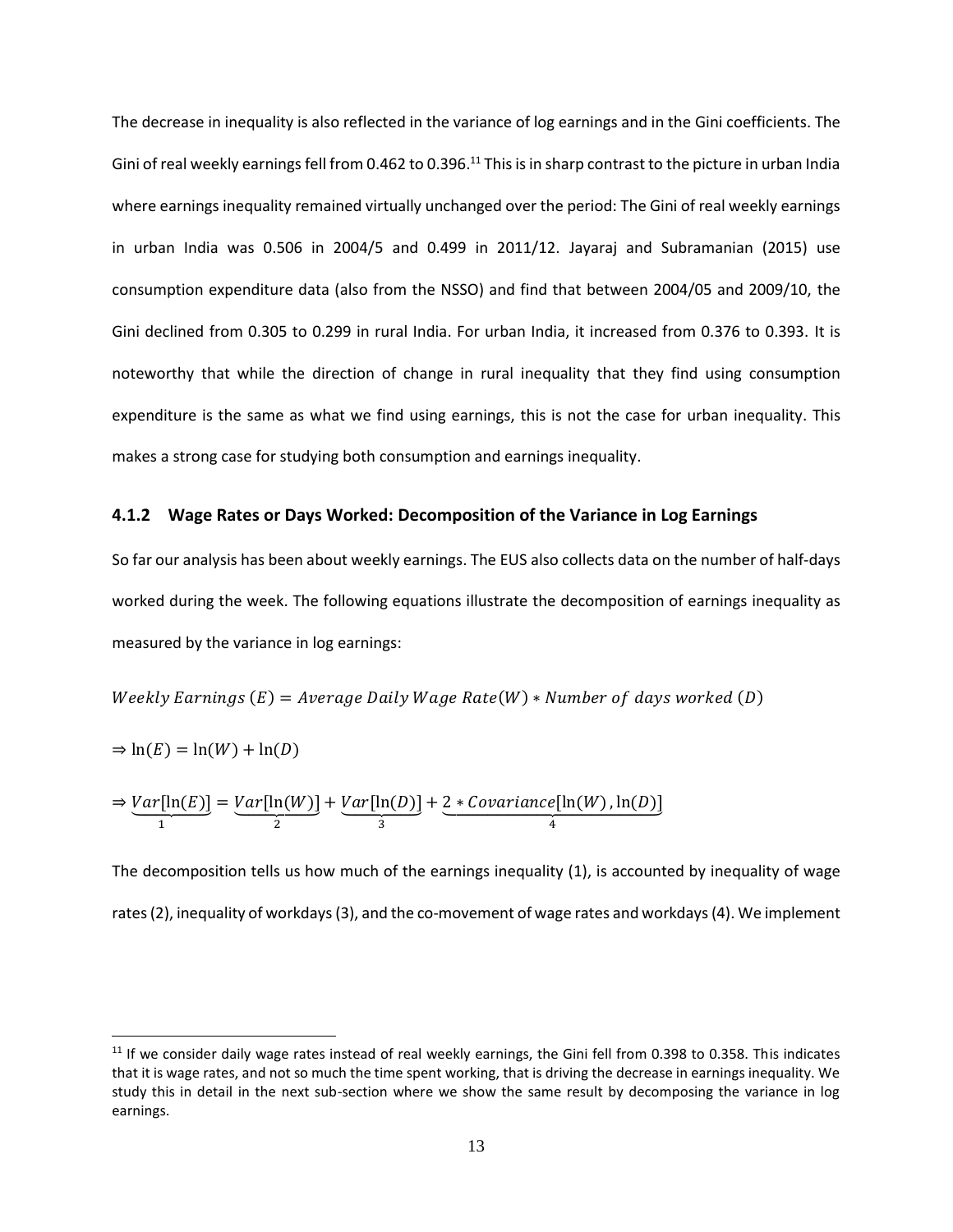The decrease in inequality is also reflected in the variance of log earnings and in the Gini coefficients. The Gini of real weekly earnings fell from 0.462 to 0.396.[11] This is in sharp contrast to the picture in urban India where earnings inequality remained virtually unchanged over the period: The Gini of real weekly earnings in urban India was 0.506 in 2004/5 and 0.499 in 2011/12. Jayaraj and Subramanian (2015) use consumption expenditure data (also from the NSSO) and find that between 2004/05 and 2009/10, the Gini declined from 0.305 to 0.299 in rural India. For urban India, it increased from 0.376 to 0.393. It is noteworthy that while the direction of change in rural inequality that they find using consumption expenditure is the same as what we find using earnings, this is not the case for urban inequality. This makes a strong case for studying both consumption and earnings inequality.

### 4.1.2 Wage Rates or Days Worked: Decomposition of the Variance in Log Earnings

So far our analysis has been about weekly earnings. The EUS also collects data on the number of half-days worked during the week. The following equations illustrate the decomposition of earnings inequality as measured by the variance in log earnings:

$$Weekly\ Earnings\ (E) = Average\ Daily\ Wage\ Rate(W) * Number\ of\ days\ worked\ (D)$$

$$\Rightarrow \ln(E) = \ln(W) + \ln(D)$$

$$\Rightarrow \underbrace{Var[\ln(E)]}_{1} = \underbrace{Var[\ln(W)]}_{2} + \underbrace{Var[\ln(D)]}_{3} + \underbrace{2 * Covariance[\ln(W), \ln(D)]}_{4}$$

The decomposition tells us how much of the earnings inequality (1), is accounted by inequality of wage rates (2), inequality of workdays (3), and the co-movement of wage rates and workdays (4). We implement

[11] If we consider daily wage rates instead of real weekly earnings, the Gini fell from 0.398 to 0.358. This indicates that it is wage rates, and not so much the time spent working, that is driving the decrease in earnings inequality. We study this in detail in the next sub-section where we show the same result by decomposing the variance in log earnings.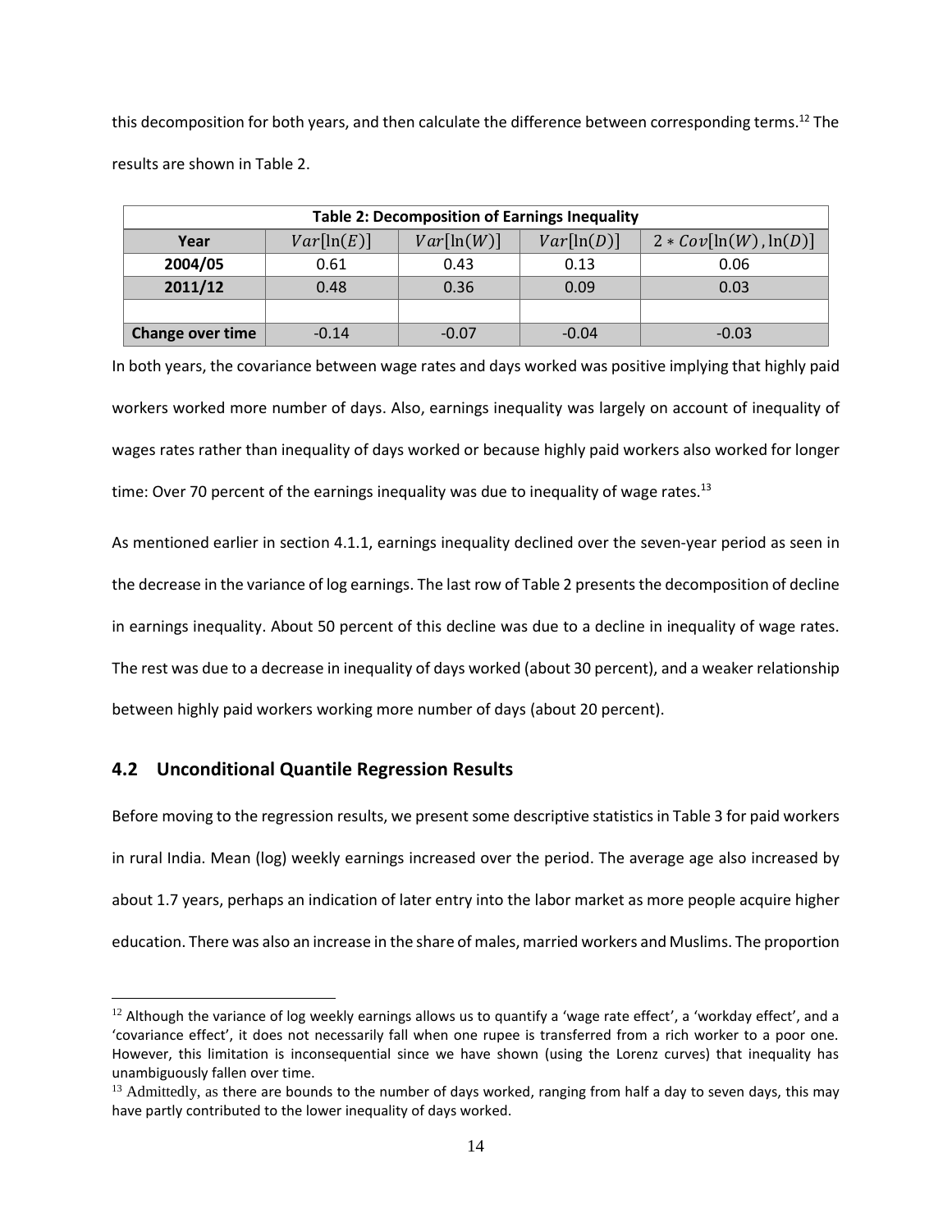this decomposition for both years, and then calculate the difference between corresponding terms.[12] The results are shown in Table 2.

| Table 2: Decomposition of Earnings Inequality | | | | |
|---|---|---|---|---|
| **Year** | $Var[\ln(E)]$ | $Var[\ln(W)]$ | $Var[\ln(D)]$ | $2 * Cov[\ln(W), \ln(D)]$ |
| **2004/05** | 0.61 | 0.43 | 0.13 | 0.06 |
| **2011/12** | 0.48 | 0.36 | 0.09 | 0.03 |
| | | | | |
| **Change over time** | -0.14 | -0.07 | -0.04 | -0.03 |

In both years, the covariance between wage rates and days worked was positive implying that highly paid workers worked more number of days. Also, earnings inequality was largely on account of inequality of wages rates rather than inequality of days worked or because highly paid workers also worked for longer time: Over 70 percent of the earnings inequality was due to inequality of wage rates.[13]

As mentioned earlier in section 4.1.1, earnings inequality declined over the seven-year period as seen in the decrease in the variance of log earnings. The last row of Table 2 presents the decomposition of decline in earnings inequality. About 50 percent of this decline was due to a decline in inequality of wage rates. The rest was due to a decrease in inequality of days worked (about 30 percent), and a weaker relationship between highly paid workers working more number of days (about 20 percent).

## 4.2 Unconditional Quantile Regression Results

Before moving to the regression results, we present some descriptive statistics in Table 3 for paid workers in rural India. Mean (log) weekly earnings increased over the period. The average age also increased by about 1.7 years, perhaps an indication of later entry into the labor market as more people acquire higher education. There was also an increase in the share of males, married workers and Muslims. The proportion

---

[12] Although the variance of log weekly earnings allows us to quantify a 'wage rate effect', a 'workday effect', and a 'covariance effect', it does not necessarily fall when one rupee is transferred from a rich worker to a poor one. However, this limitation is inconsequential since we have shown (using the Lorenz curves) that inequality has unambiguously fallen over time.

[13] Admittedly, as there are bounds to the number of days worked, ranging from half a day to seven days, this may have partly contributed to the lower inequality of days worked.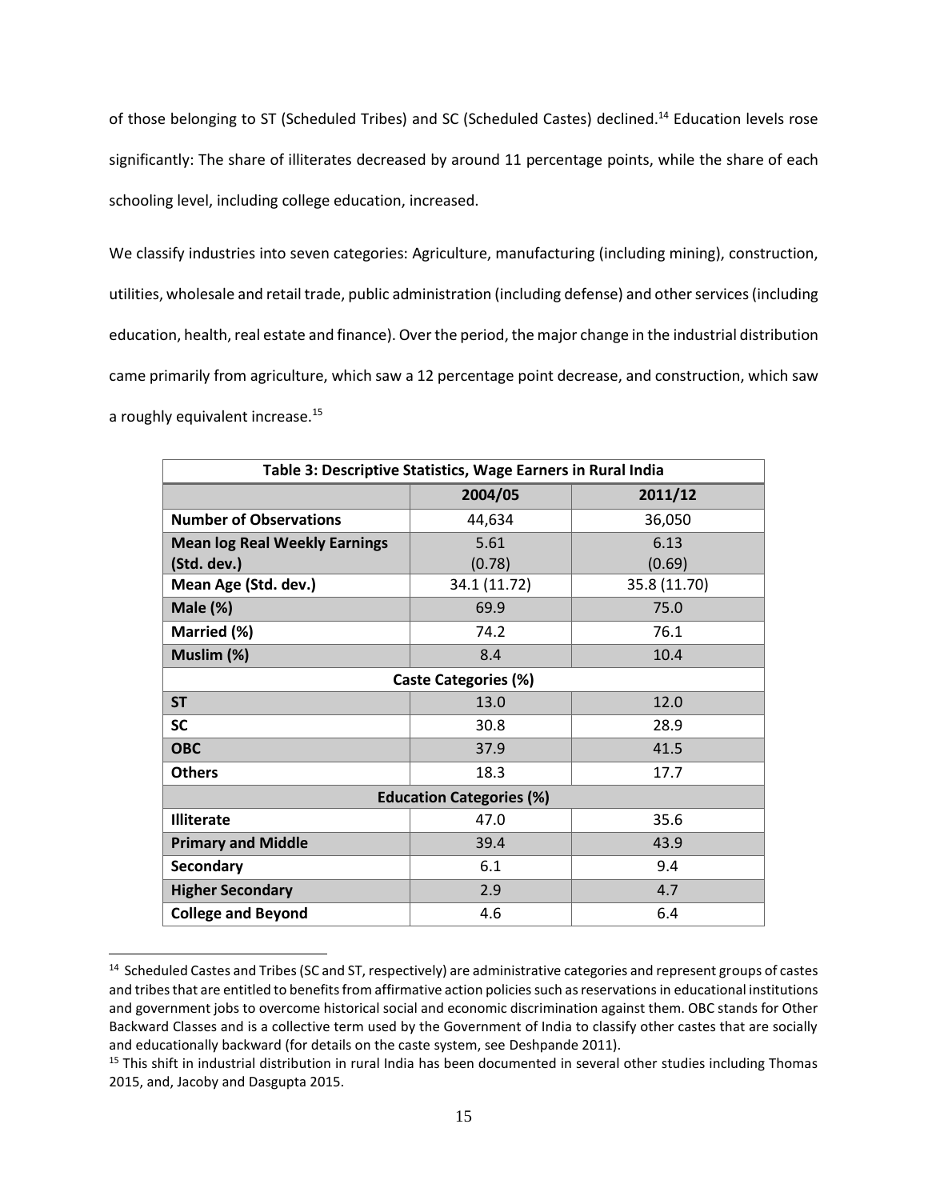of those belonging to ST (Scheduled Tribes) and SC (Scheduled Castes) declined.[14] Education levels rose significantly: The share of illiterates decreased by around 11 percentage points, while the share of each schooling level, including college education, increased.

We classify industries into seven categories: Agriculture, manufacturing (including mining), construction, utilities, wholesale and retail trade, public administration (including defense) and other services (including education, health, real estate and finance). Over the period, the major change in the industrial distribution came primarily from agriculture, which saw a 12 percentage point decrease, and construction, which saw a roughly equivalent increase.[15]

| **Table 3: Descriptive Statistics, Wage Earners in Rural India** | | |
|---|---|---|
| | **2004/05** | **2011/12** |
| **Number of Observations** | 44,634 | 36,050 |
| **Mean log Real Weekly Earnings (Std. dev.)** | 5.61 (0.78) | 6.13 (0.69) |
| **Mean Age (Std. dev.)** | 34.1 (11.72) | 35.8 (11.70) |
| **Male (%)** | 69.9 | 75.0 |
| **Married (%)** | 74.2 | 76.1 |
| **Muslim (%)** | 8.4 | 10.4 |
| **Caste Categories (%)** | | |
| **ST** | 13.0 | 12.0 |
| **SC** | 30.8 | 28.9 |
| **OBC** | 37.9 | 41.5 |
| **Others** | 18.3 | 17.7 |
| **Education Categories (%)** | | |
| **Illiterate** | 47.0 | 35.6 |
| **Primary and Middle** | 39.4 | 43.9 |
| **Secondary** | 6.1 | 9.4 |
| **Higher Secondary** | 2.9 | 4.7 |
| **College and Beyond** | 4.6 | 6.4 |

[14] Scheduled Castes and Tribes (SC and ST, respectively) are administrative categories and represent groups of castes and tribes that are entitled to benefits from affirmative action policies such as reservations in educational institutions and government jobs to overcome historical social and economic discrimination against them. OBC stands for Other Backward Classes and is a collective term used by the Government of India to classify other castes that are socially and educationally backward (for details on the caste system, see Deshpande 2011).

[15] This shift in industrial distribution in rural India has been documented in several other studies including Thomas 2015, and, Jacoby and Dasgupta 2015.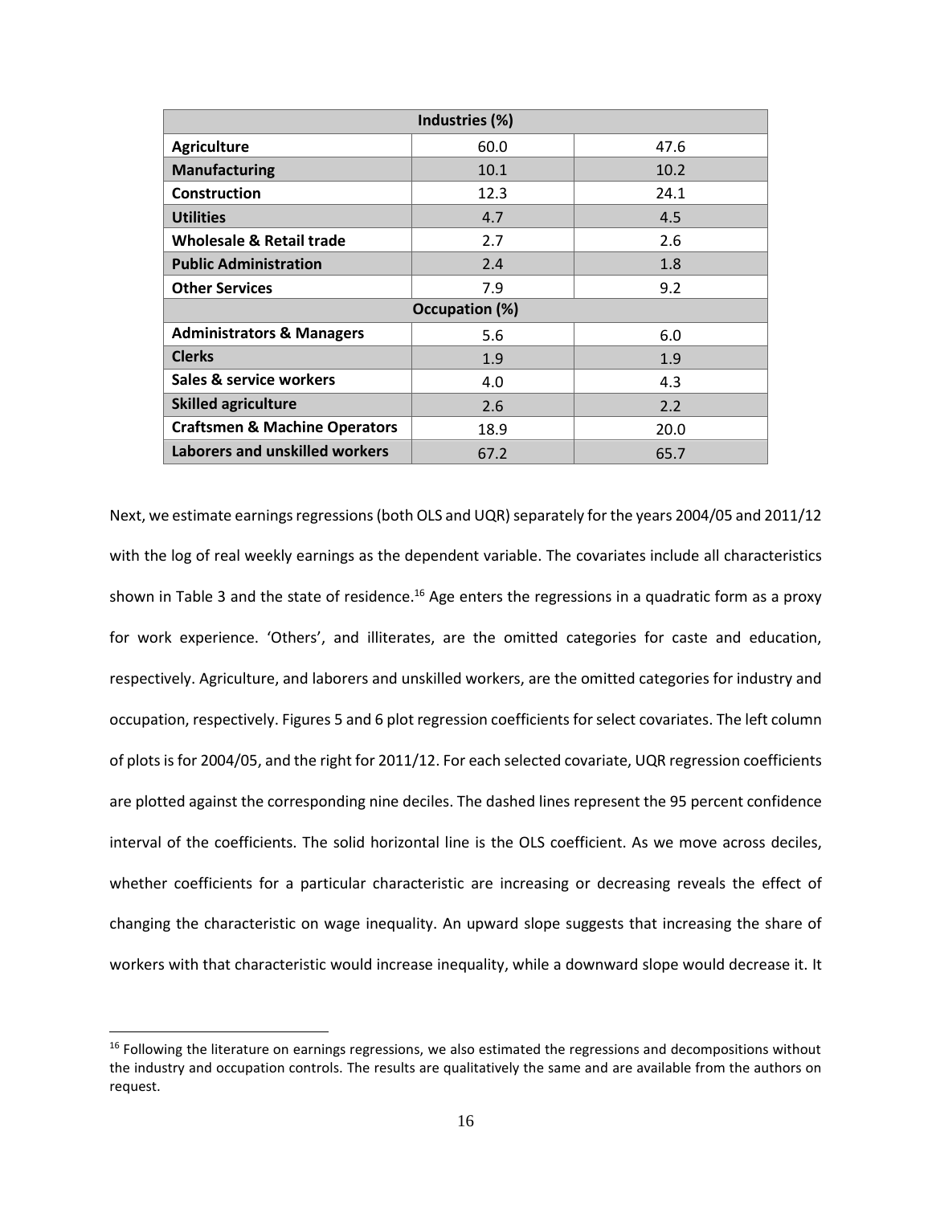| Industries (%) | | |
|---|---|---|
| **Agriculture** | 60.0 | 47.6 |
| **Manufacturing** | 10.1 | 10.2 |
| **Construction** | 12.3 | 24.1 |
| **Utilities** | 4.7 | 4.5 |
| **Wholesale & Retail trade** | 2.7 | 2.6 |
| **Public Administration** | 2.4 | 1.8 |
| **Other Services** | 7.9 | 9.2 |
| **Occupation (%)** | | |
| **Administrators & Managers** | 5.6 | 6.0 |
| **Clerks** | 1.9 | 1.9 |
| **Sales & service workers** | 4.0 | 4.3 |
| **Skilled agriculture** | 2.6 | 2.2 |
| **Craftsmen & Machine Operators** | 18.9 | 20.0 |
| **Laborers and unskilled workers** | 67.2 | 65.7 |

Next, we estimate earnings regressions (both OLS and UQR) separately for the years 2004/05 and 2011/12 with the log of real weekly earnings as the dependent variable. The covariates include all characteristics shown in Table 3 and the state of residence.[16] Age enters the regressions in a quadratic form as a proxy for work experience. 'Others', and illiterates, are the omitted categories for caste and education, respectively. Agriculture, and laborers and unskilled workers, are the omitted categories for industry and occupation, respectively. Figures 5 and 6 plot regression coefficients for select covariates. The left column of plots is for 2004/05, and the right for 2011/12. For each selected covariate, UQR regression coefficients are plotted against the corresponding nine deciles. The dashed lines represent the 95 percent confidence interval of the coefficients. The solid horizontal line is the OLS coefficient. As we move across deciles, whether coefficients for a particular characteristic are increasing or decreasing reveals the effect of changing the characteristic on wage inequality. An upward slope suggests that increasing the share of workers with that characteristic would increase inequality, while a downward slope would decrease it. It

[16] Following the literature on earnings regressions, we also estimated the regressions and decompositions without the industry and occupation controls. The results are qualitatively the same and are available from the authors on request.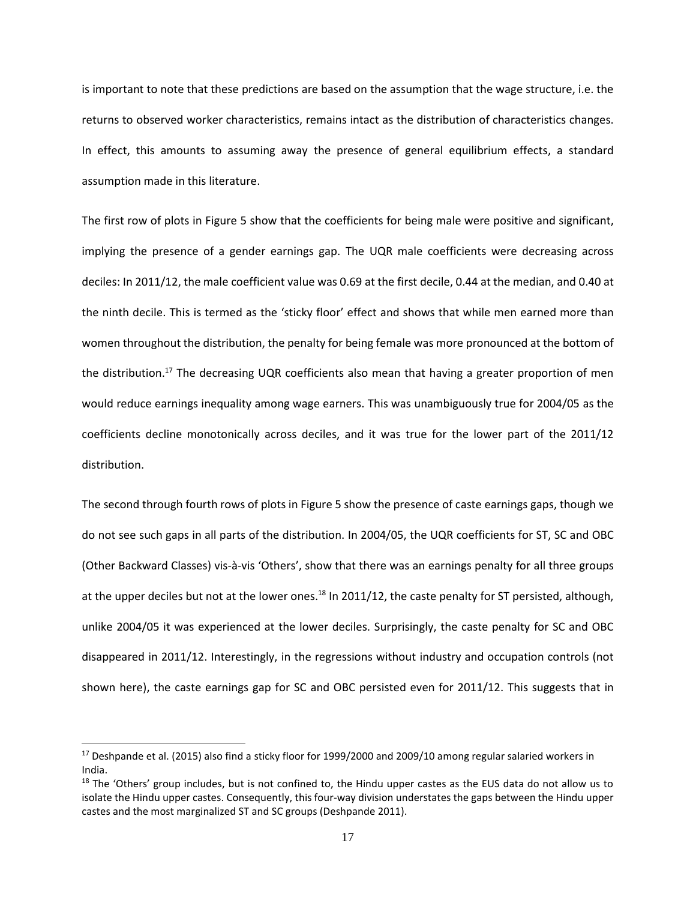is important to note that these predictions are based on the assumption that the wage structure, i.e. the returns to observed worker characteristics, remains intact as the distribution of characteristics changes. In effect, this amounts to assuming away the presence of general equilibrium effects, a standard assumption made in this literature.

The first row of plots in Figure 5 show that the coefficients for being male were positive and significant, implying the presence of a gender earnings gap. The UQR male coefficients were decreasing across deciles: In 2011/12, the male coefficient value was 0.69 at the first decile, 0.44 at the median, and 0.40 at the ninth decile. This is termed as the 'sticky floor' effect and shows that while men earned more than women throughout the distribution, the penalty for being female was more pronounced at the bottom of the distribution.[17] The decreasing UQR coefficients also mean that having a greater proportion of men would reduce earnings inequality among wage earners. This was unambiguously true for 2004/05 as the coefficients decline monotonically across deciles, and it was true for the lower part of the 2011/12 distribution.

The second through fourth rows of plots in Figure 5 show the presence of caste earnings gaps, though we do not see such gaps in all parts of the distribution. In 2004/05, the UQR coefficients for ST, SC and OBC (Other Backward Classes) vis-à-vis 'Others', show that there was an earnings penalty for all three groups at the upper deciles but not at the lower ones.[18] In 2011/12, the caste penalty for ST persisted, although, unlike 2004/05 it was experienced at the lower deciles. Surprisingly, the caste penalty for SC and OBC disappeared in 2011/12. Interestingly, in the regressions without industry and occupation controls (not shown here), the caste earnings gap for SC and OBC persisted even for 2011/12. This suggests that in

[17] Deshpande et al. (2015) also find a sticky floor for 1999/2000 and 2009/10 among regular salaried workers in India.

[18] The 'Others' group includes, but is not confined to, the Hindu upper castes as the EUS data do not allow us to isolate the Hindu upper castes. Consequently, this four-way division understates the gaps between the Hindu upper castes and the most marginalized ST and SC groups (Deshpande 2011).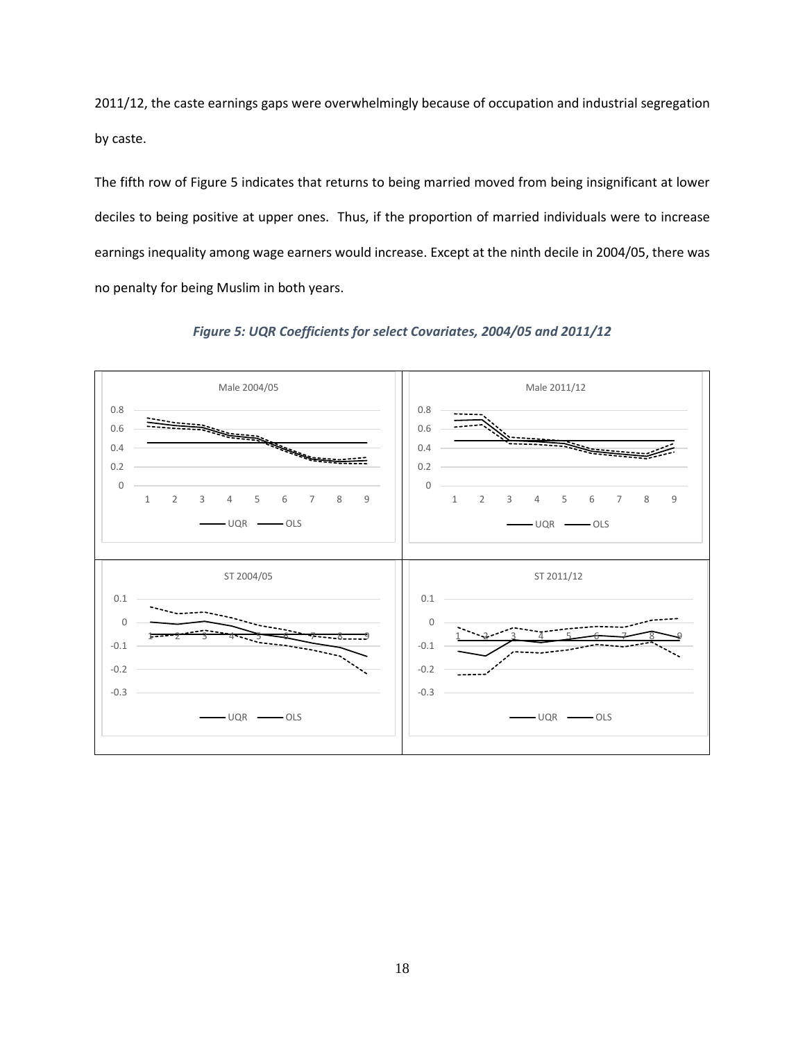2011/12, the caste earnings gaps were overwhelmingly because of occupation and industrial segregation by caste.

The fifth row of Figure 5 indicates that returns to being married moved from being insignificant at lower deciles to being positive at upper ones. Thus, if the proportion of married individuals were to increase earnings inequality among wage earners would increase. Except at the ninth decile in 2004/05, there was no penalty for being Muslim in both years.

***Figure 5: UQR Coefficients for select Covariates, 2004/05 and 2011/12***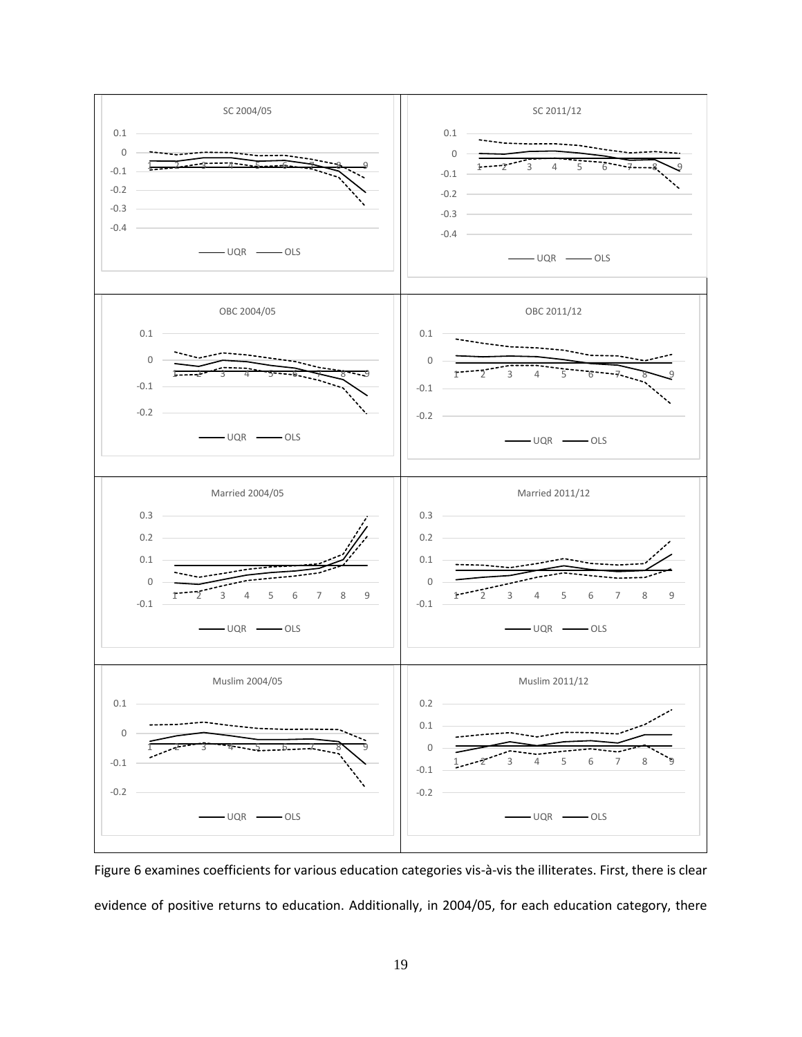SC 2004/05

SC 2011/12

OBC 2004/05

OBC 2011/12

Married 2004/05

Married 2011/12

Muslim 2004/05

Muslim 2011/12

Figure 6 examines coefficients for various education categories vis-à-vis the illiterates. First, there is clear evidence of positive returns to education. Additionally, in 2004/05, for each education category, there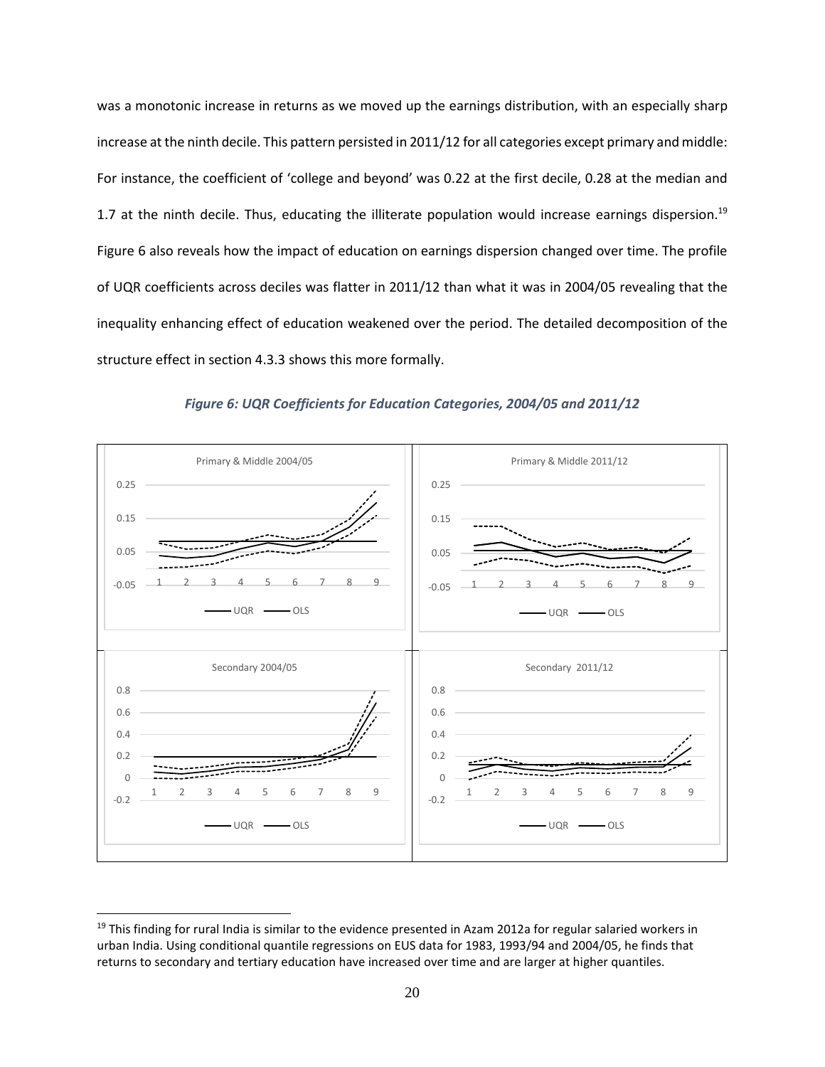was a monotonic increase in returns as we moved up the earnings distribution, with an especially sharp increase at the ninth decile. This pattern persisted in 2011/12 for all categories except primary and middle: For instance, the coefficient of 'college and beyond' was 0.22 at the first decile, 0.28 at the median and 1.7 at the ninth decile. Thus, educating the illiterate population would increase earnings dispersion.[19] Figure 6 also reveals how the impact of education on earnings dispersion changed over time. The profile of UQR coefficients across deciles was flatter in 2011/12 than what it was in 2004/05 revealing that the inequality enhancing effect of education weakened over the period. The detailed decomposition of the structure effect in section 4.3.3 shows this more formally.

*Figure 6: UQR Coefficients for Education Categories, 2004/05 and 2011/12*

[19] This finding for rural India is similar to the evidence presented in Azam 2012a for regular salaried workers in urban India. Using conditional quantile regressions on EUS data for 1983, 1993/94 and 2004/05, he finds that returns to secondary and tertiary education have increased over time and are larger at higher quantiles.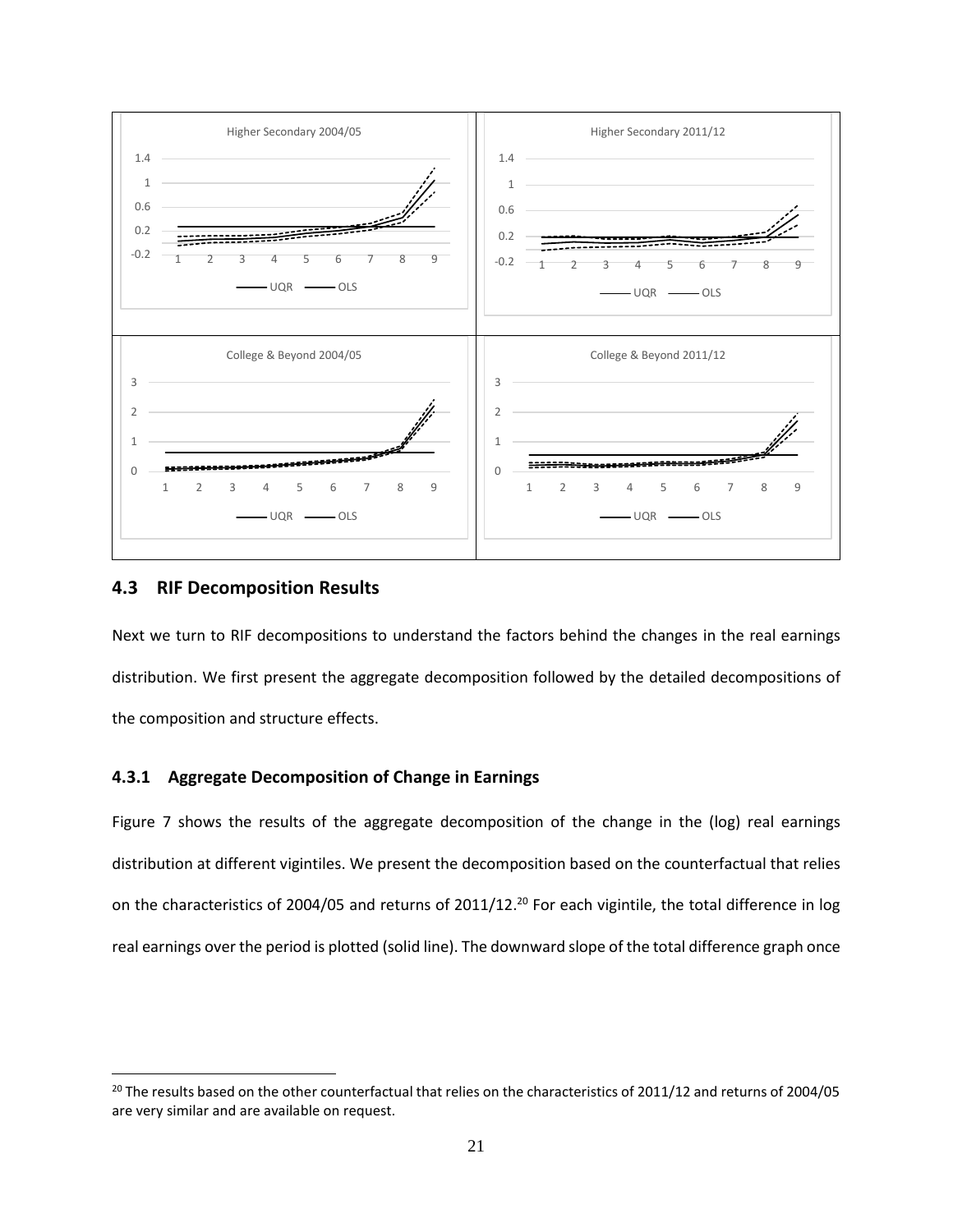## 4.3 RIF Decomposition Results

Next we turn to RIF decompositions to understand the factors behind the changes in the real earnings distribution. We first present the aggregate decomposition followed by the detailed decompositions of the composition and structure effects.

### 4.3.1 Aggregate Decomposition of Change in Earnings

Figure 7 shows the results of the aggregate decomposition of the change in the (log) real earnings distribution at different vigintiles. We present the decomposition based on the counterfactual that relies on the characteristics of 2004/05 and returns of 2011/12.[20] For each vigintile, the total difference in log real earnings over the period is plotted (solid line). The downward slope of the total difference graph once

[20] The results based on the other counterfactual that relies on the characteristics of 2011/12 and returns of 2004/05 are very similar and are available on request.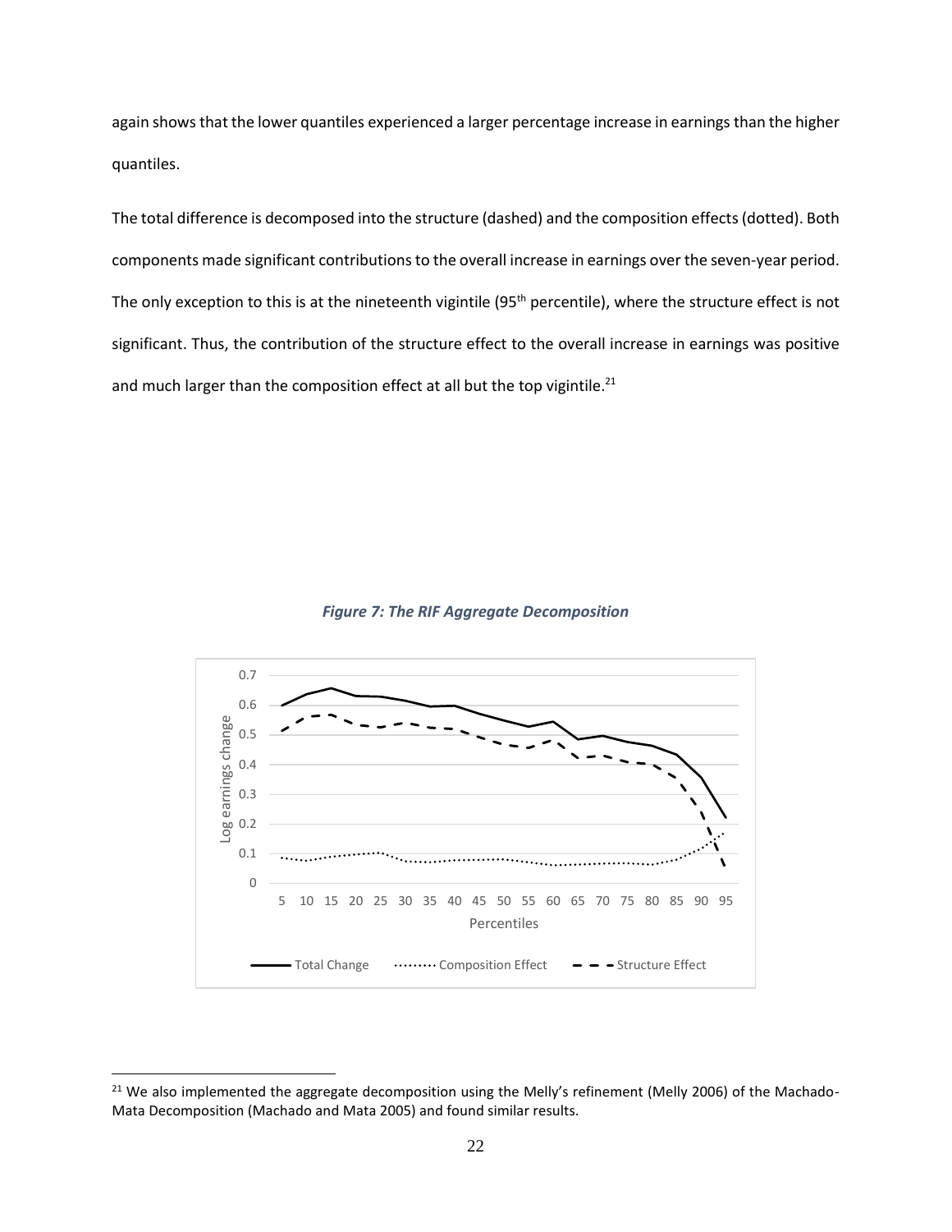again shows that the lower quantiles experienced a larger percentage increase in earnings than the higher quantiles.

The total difference is decomposed into the structure (dashed) and the composition effects (dotted). Both components made significant contributions to the overall increase in earnings over the seven-year period. The only exception to this is at the nineteenth vigintile (95th percentile), where the structure effect is not significant. Thus, the contribution of the structure effect to the overall increase in earnings was positive and much larger than the composition effect at all but the top vigintile.[21]

***Figure 7: The RIF Aggregate Decomposition***

[21] We also implemented the aggregate decomposition using the Melly's refinement (Melly 2006) of the Machado-Mata Decomposition (Machado and Mata 2005) and found similar results.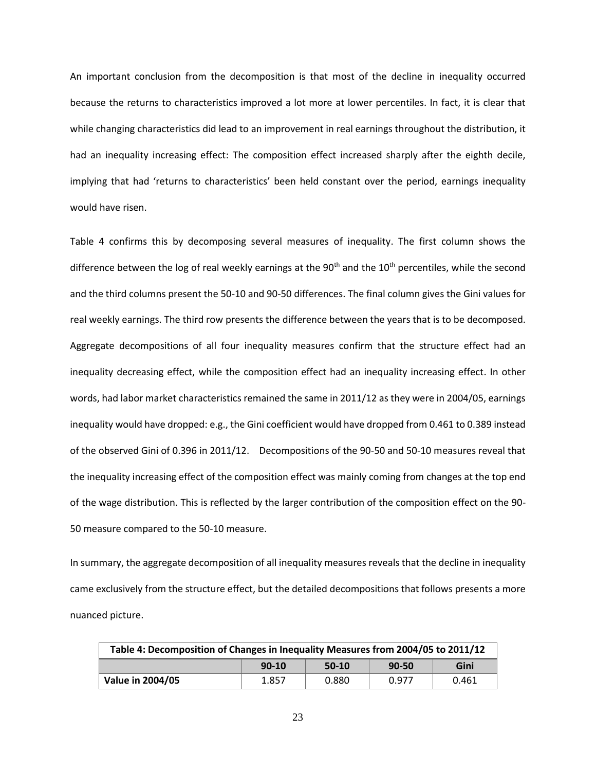An important conclusion from the decomposition is that most of the decline in inequality occurred because the returns to characteristics improved a lot more at lower percentiles. In fact, it is clear that while changing characteristics did lead to an improvement in real earnings throughout the distribution, it had an inequality increasing effect: The composition effect increased sharply after the eighth decile, implying that had 'returns to characteristics' been held constant over the period, earnings inequality would have risen.

Table 4 confirms this by decomposing several measures of inequality. The first column shows the difference between the log of real weekly earnings at the 90th and the 10th percentiles, while the second and the third columns present the 50-10 and 90-50 differences. The final column gives the Gini values for real weekly earnings. The third row presents the difference between the years that is to be decomposed. Aggregate decompositions of all four inequality measures confirm that the structure effect had an inequality decreasing effect, while the composition effect had an inequality increasing effect. In other words, had labor market characteristics remained the same in 2011/12 as they were in 2004/05, earnings inequality would have dropped: e.g., the Gini coefficient would have dropped from 0.461 to 0.389 instead of the observed Gini of 0.396 in 2011/12. Decompositions of the 90-50 and 50-10 measures reveal that the inequality increasing effect of the composition effect was mainly coming from changes at the top end of the wage distribution. This is reflected by the larger contribution of the composition effect on the 90-50 measure compared to the 50-10 measure.

In summary, the aggregate decomposition of all inequality measures reveals that the decline in inequality came exclusively from the structure effect, but the detailed decompositions that follows presents a more nuanced picture.

| Table 4: Decomposition of Changes in Inequality Measures from 2004/05 to 2011/12 | | | | |
|---|---|---|---|---|
| | 90-10 | 50-10 | 90-50 | Gini |
| **Value in 2004/05** | 1.857 | 0.880 | 0.977 | 0.461 |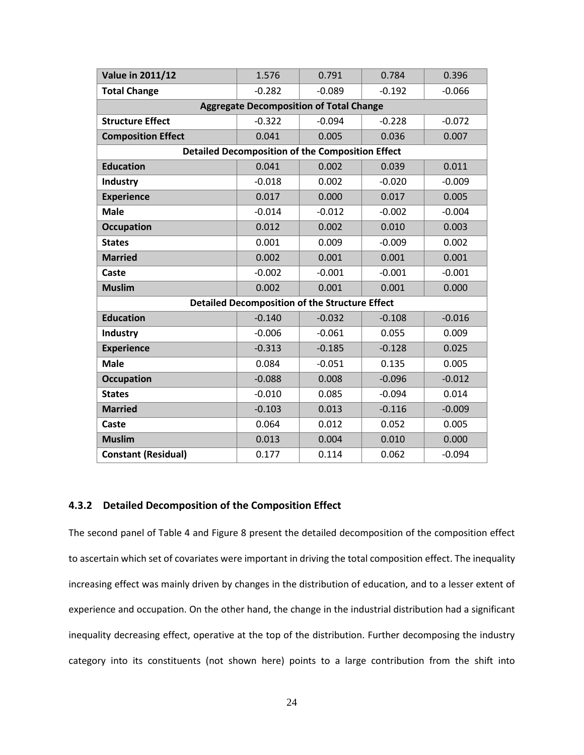| Value in 2011/12 | 1.576 | 0.791 | 0.784 | 0.396 |
|---|---|---|---|---|
| **Total Change** | -0.282 | -0.089 | -0.192 | -0.066 |
| **Aggregate Decomposition of Total Change** | | | | |
| **Structure Effect** | -0.322 | -0.094 | -0.228 | -0.072 |
| **Composition Effect** | 0.041 | 0.005 | 0.036 | 0.007 |
| **Detailed Decomposition of the Composition Effect** | | | | |
| **Education** | 0.041 | 0.002 | 0.039 | 0.011 |
| **Industry** | -0.018 | 0.002 | -0.020 | -0.009 |
| **Experience** | 0.017 | 0.000 | 0.017 | 0.005 |
| **Male** | -0.014 | -0.012 | -0.002 | -0.004 |
| **Occupation** | 0.012 | 0.002 | 0.010 | 0.003 |
| **States** | 0.001 | 0.009 | -0.009 | 0.002 |
| **Married** | 0.002 | 0.001 | 0.001 | 0.001 |
| **Caste** | -0.002 | -0.001 | -0.001 | -0.001 |
| **Muslim** | 0.002 | 0.001 | 0.001 | 0.000 |
| **Detailed Decomposition of the Structure Effect** | | | | |
| **Education** | -0.140 | -0.032 | -0.108 | -0.016 |
| **Industry** | -0.006 | -0.061 | 0.055 | 0.009 |
| **Experience** | -0.313 | -0.185 | -0.128 | 0.025 |
| **Male** | 0.084 | -0.051 | 0.135 | 0.005 |
| **Occupation** | -0.088 | 0.008 | -0.096 | -0.012 |
| **States** | -0.010 | 0.085 | -0.094 | 0.014 |
| **Married** | -0.103 | 0.013 | -0.116 | -0.009 |
| **Caste** | 0.064 | 0.012 | 0.052 | 0.005 |
| **Muslim** | 0.013 | 0.004 | 0.010 | 0.000 |
| **Constant (Residual)** | 0.177 | 0.114 | 0.062 | -0.094 |

### 4.3.2 Detailed Decomposition of the Composition Effect

The second panel of Table 4 and Figure 8 present the detailed decomposition of the composition effect to ascertain which set of covariates were important in driving the total composition effect. The inequality increasing effect was mainly driven by changes in the distribution of education, and to a lesser extent of experience and occupation. On the other hand, the change in the industrial distribution had a significant inequality decreasing effect, operative at the top of the distribution. Further decomposing the industry category into its constituents (not shown here) points to a large contribution from the shift into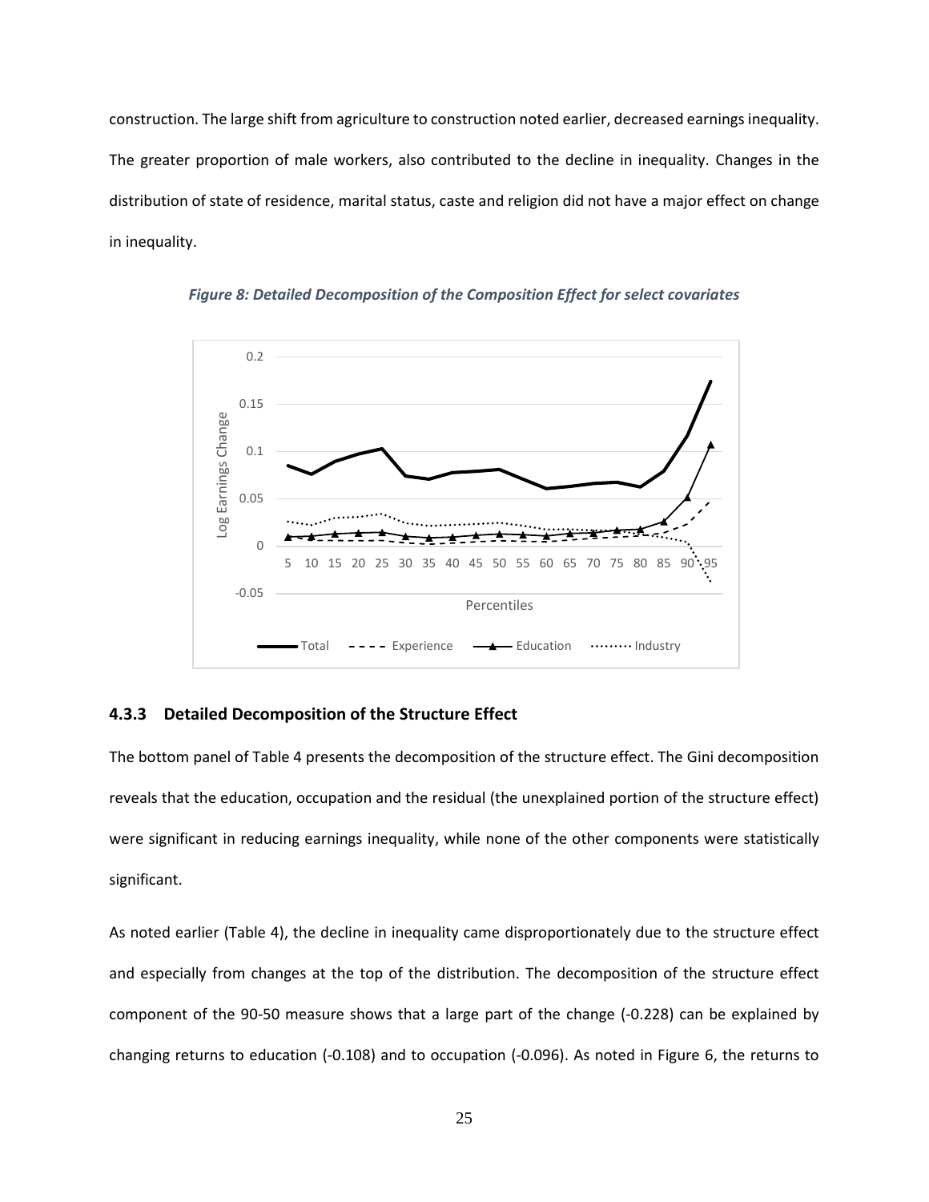construction. The large shift from agriculture to construction noted earlier, decreased earnings inequality. The greater proportion of male workers, also contributed to the decline in inequality. Changes in the distribution of state of residence, marital status, caste and religion did not have a major effect on change in inequality.

*Figure 8: Detailed Decomposition of the Composition Effect for select covariates*

### 4.3.3 Detailed Decomposition of the Structure Effect

The bottom panel of Table 4 presents the decomposition of the structure effect. The Gini decomposition reveals that the education, occupation and the residual (the unexplained portion of the structure effect) were significant in reducing earnings inequality, while none of the other components were statistically significant.

As noted earlier (Table 4), the decline in inequality came disproportionately due to the structure effect and especially from changes at the top of the distribution. The decomposition of the structure effect component of the 90-50 measure shows that a large part of the change (-0.228) can be explained by changing returns to education (-0.108) and to occupation (-0.096). As noted in Figure 6, the returns to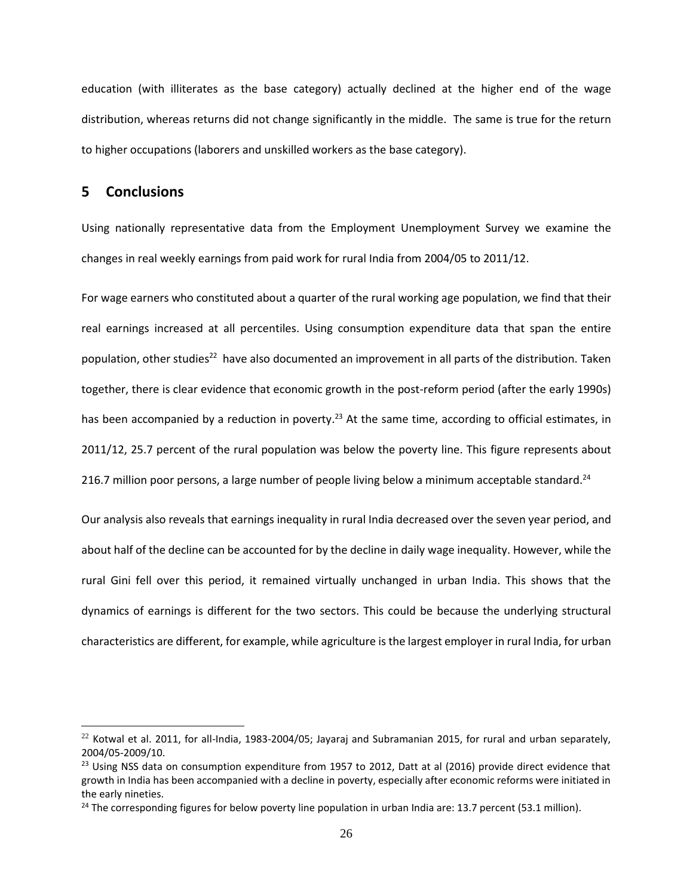education (with illiterates as the base category) actually declined at the higher end of the wage distribution, whereas returns did not change significantly in the middle. The same is true for the return to higher occupations (laborers and unskilled workers as the base category).

## 5 Conclusions

Using nationally representative data from the Employment Unemployment Survey we examine the changes in real weekly earnings from paid work for rural India from 2004/05 to 2011/12.

For wage earners who constituted about a quarter of the rural working age population, we find that their real earnings increased at all percentiles. Using consumption expenditure data that span the entire population, other studies[22] have also documented an improvement in all parts of the distribution. Taken together, there is clear evidence that economic growth in the post-reform period (after the early 1990s) has been accompanied by a reduction in poverty.[23] At the same time, according to official estimates, in 2011/12, 25.7 percent of the rural population was below the poverty line. This figure represents about 216.7 million poor persons, a large number of people living below a minimum acceptable standard.[24]

Our analysis also reveals that earnings inequality in rural India decreased over the seven year period, and about half of the decline can be accounted for by the decline in daily wage inequality. However, while the rural Gini fell over this period, it remained virtually unchanged in urban India. This shows that the dynamics of earnings is different for the two sectors. This could be because the underlying structural characteristics are different, for example, while agriculture is the largest employer in rural India, for urban

---

[22] Kotwal et al. 2011, for all-India, 1983-2004/05; Jayaraj and Subramanian 2015, for rural and urban separately, 2004/05-2009/10.

[23] Using NSS data on consumption expenditure from 1957 to 2012, Datt at al (2016) provide direct evidence that growth in India has been accompanied with a decline in poverty, especially after economic reforms were initiated in the early nineties.

[24] The corresponding figures for below poverty line population in urban India are: 13.7 percent (53.1 million).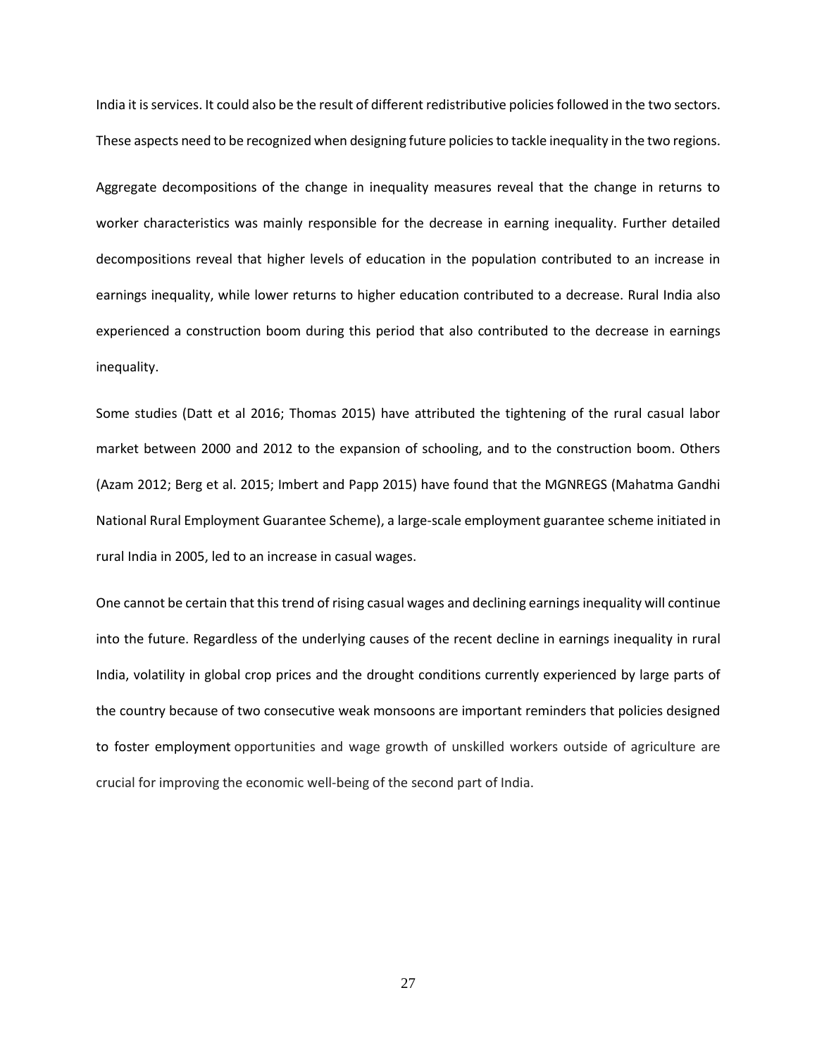India it is services. It could also be the result of different redistributive policies followed in the two sectors. These aspects need to be recognized when designing future policies to tackle inequality in the two regions.

Aggregate decompositions of the change in inequality measures reveal that the change in returns to worker characteristics was mainly responsible for the decrease in earning inequality. Further detailed decompositions reveal that higher levels of education in the population contributed to an increase in earnings inequality, while lower returns to higher education contributed to a decrease. Rural India also experienced a construction boom during this period that also contributed to the decrease in earnings inequality.

Some studies (Datt et al 2016; Thomas 2015) have attributed the tightening of the rural casual labor market between 2000 and 2012 to the expansion of schooling, and to the construction boom. Others (Azam 2012; Berg et al. 2015; Imbert and Papp 2015) have found that the MGNREGS (Mahatma Gandhi National Rural Employment Guarantee Scheme), a large-scale employment guarantee scheme initiated in rural India in 2005, led to an increase in casual wages.

One cannot be certain that this trend of rising casual wages and declining earnings inequality will continue into the future. Regardless of the underlying causes of the recent decline in earnings inequality in rural India, volatility in global crop prices and the drought conditions currently experienced by large parts of the country because of two consecutive weak monsoons are important reminders that policies designed to foster employment opportunities and wage growth of unskilled workers outside of agriculture are crucial for improving the economic well-being of the second part of India.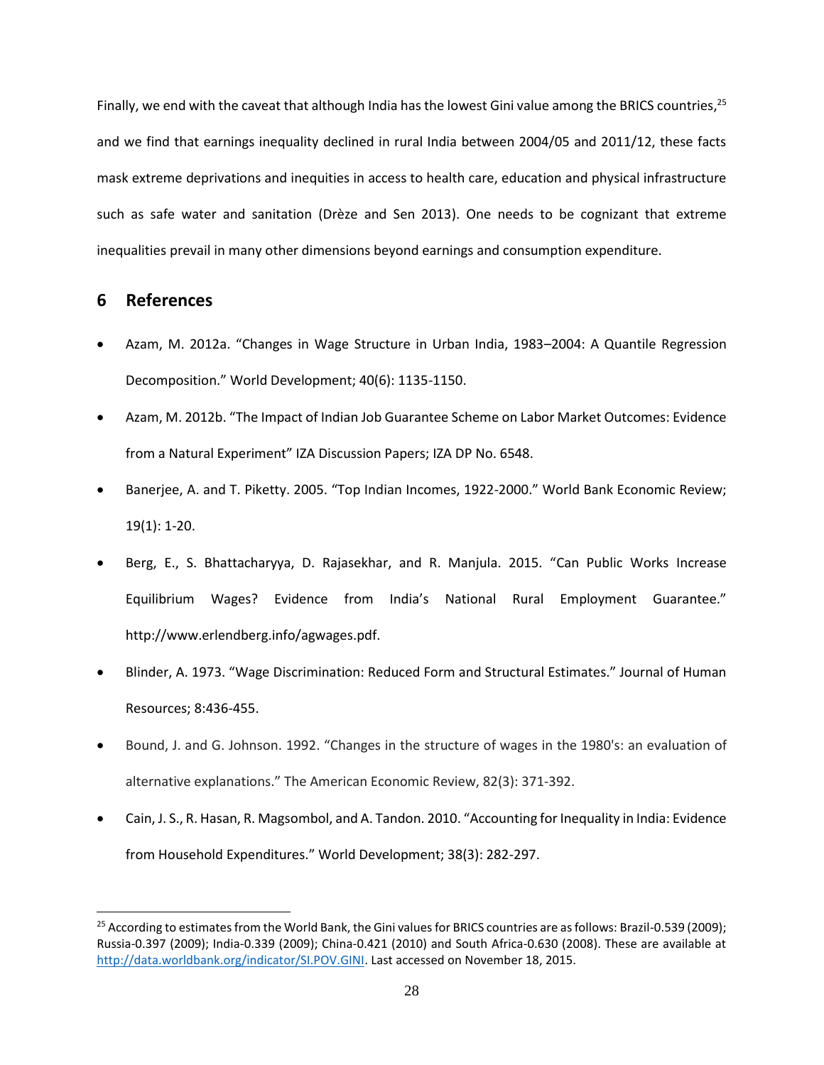Finally, we end with the caveat that although India has the lowest Gini value among the BRICS countries,[25] and we find that earnings inequality declined in rural India between 2004/05 and 2011/12, these facts mask extreme deprivations and inequities in access to health care, education and physical infrastructure such as safe water and sanitation (Drèze and Sen 2013). One needs to be cognizant that extreme inequalities prevail in many other dimensions beyond earnings and consumption expenditure.

## 6 References

- Azam, M. 2012a. "Changes in Wage Structure in Urban India, 1983–2004: A Quantile Regression Decomposition." World Development; 40(6): 1135-1150.
- Azam, M. 2012b. "The Impact of Indian Job Guarantee Scheme on Labor Market Outcomes: Evidence from a Natural Experiment" IZA Discussion Papers; IZA DP No. 6548.
- Banerjee, A. and T. Piketty. 2005. "Top Indian Incomes, 1922-2000." World Bank Economic Review; 19(1): 1-20.
- Berg, E., S. Bhattacharyya, D. Rajasekhar, and R. Manjula. 2015. "Can Public Works Increase Equilibrium Wages? Evidence from India's National Rural Employment Guarantee." http://www.erlendberg.info/agwages.pdf.
- Blinder, A. 1973. "Wage Discrimination: Reduced Form and Structural Estimates." Journal of Human Resources; 8:436-455.
- Bound, J. and G. Johnson. 1992. "Changes in the structure of wages in the 1980's: an evaluation of alternative explanations." The American Economic Review, 82(3): 371-392.
- Cain, J. S., R. Hasan, R. Magsombol, and A. Tandon. 2010. "Accounting for Inequality in India: Evidence from Household Expenditures." World Development; 38(3): 282-297.

[25] According to estimates from the World Bank, the Gini values for BRICS countries are as follows: Brazil-0.539 (2009); Russia-0.397 (2009); India-0.339 (2009); China-0.421 (2010) and South Africa-0.630 (2008). These are available at http://data.worldbank.org/indicator/SI.POV.GINI. Last accessed on November 18, 2015.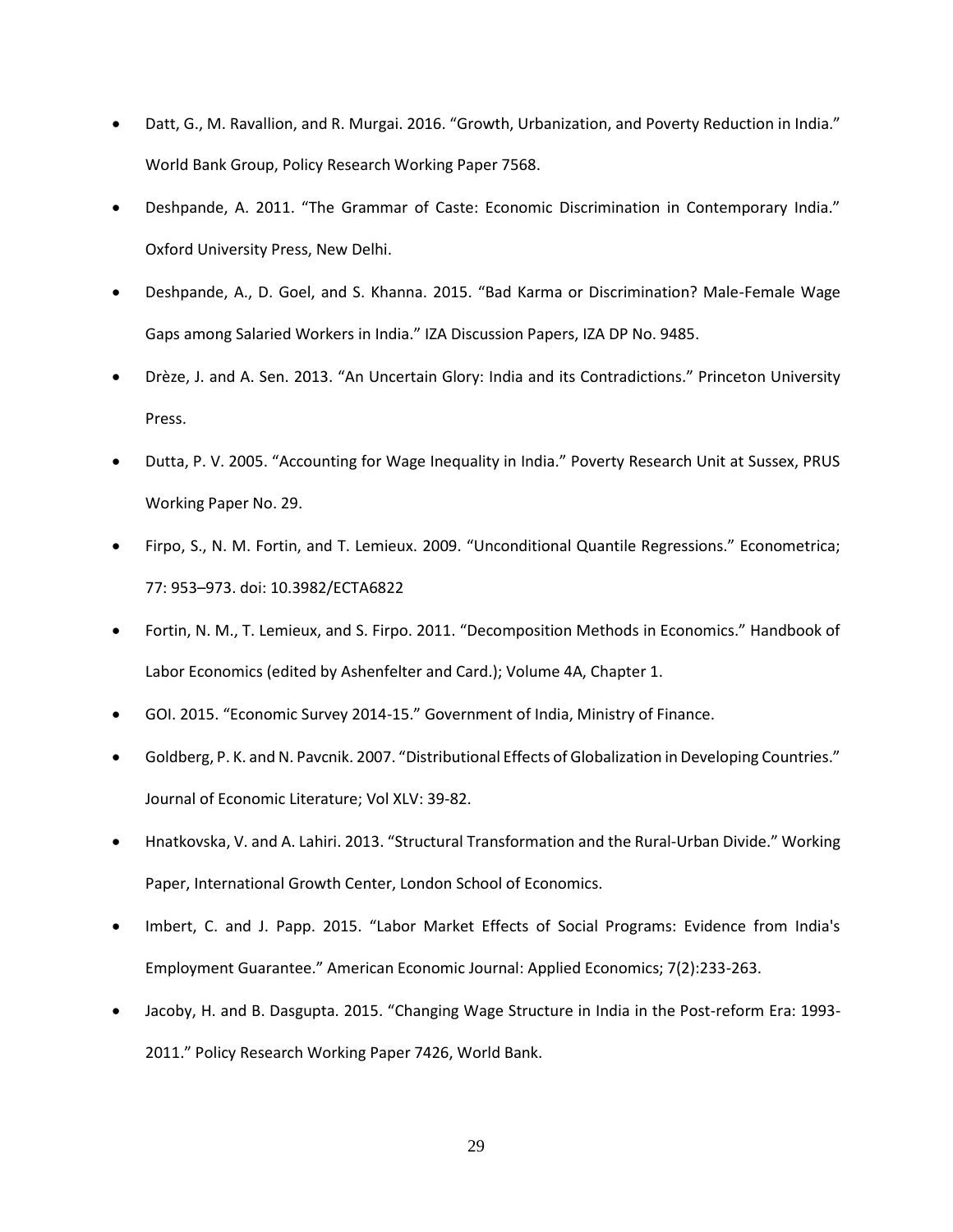- Datt, G., M. Ravallion, and R. Murgai. 2016. "Growth, Urbanization, and Poverty Reduction in India." World Bank Group, Policy Research Working Paper 7568.
- Deshpande, A. 2011. "The Grammar of Caste: Economic Discrimination in Contemporary India." Oxford University Press, New Delhi.
- Deshpande, A., D. Goel, and S. Khanna. 2015. "Bad Karma or Discrimination? Male-Female Wage Gaps among Salaried Workers in India." IZA Discussion Papers, IZA DP No. 9485.
- Drèze, J. and A. Sen. 2013. "An Uncertain Glory: India and its Contradictions." Princeton University Press.
- Dutta, P. V. 2005. "Accounting for Wage Inequality in India." Poverty Research Unit at Sussex, PRUS Working Paper No. 29.
- Firpo, S., N. M. Fortin, and T. Lemieux. 2009. "Unconditional Quantile Regressions." Econometrica; 77: 953–973. doi: 10.3982/ECTA6822
- Fortin, N. M., T. Lemieux, and S. Firpo. 2011. "Decomposition Methods in Economics." Handbook of Labor Economics (edited by Ashenfelter and Card.); Volume 4A, Chapter 1.
- GOI. 2015. "Economic Survey 2014-15." Government of India, Ministry of Finance.
- Goldberg, P. K. and N. Pavcnik. 2007. "Distributional Effects of Globalization in Developing Countries." Journal of Economic Literature; Vol XLV: 39-82.
- Hnatkovska, V. and A. Lahiri. 2013. "Structural Transformation and the Rural-Urban Divide." Working Paper, International Growth Center, London School of Economics.
- Imbert, C. and J. Papp. 2015. "Labor Market Effects of Social Programs: Evidence from India's Employment Guarantee." American Economic Journal: Applied Economics; 7(2):233-263.
- Jacoby, H. and B. Dasgupta. 2015. "Changing Wage Structure in India in the Post-reform Era: 1993-2011." Policy Research Working Paper 7426, World Bank.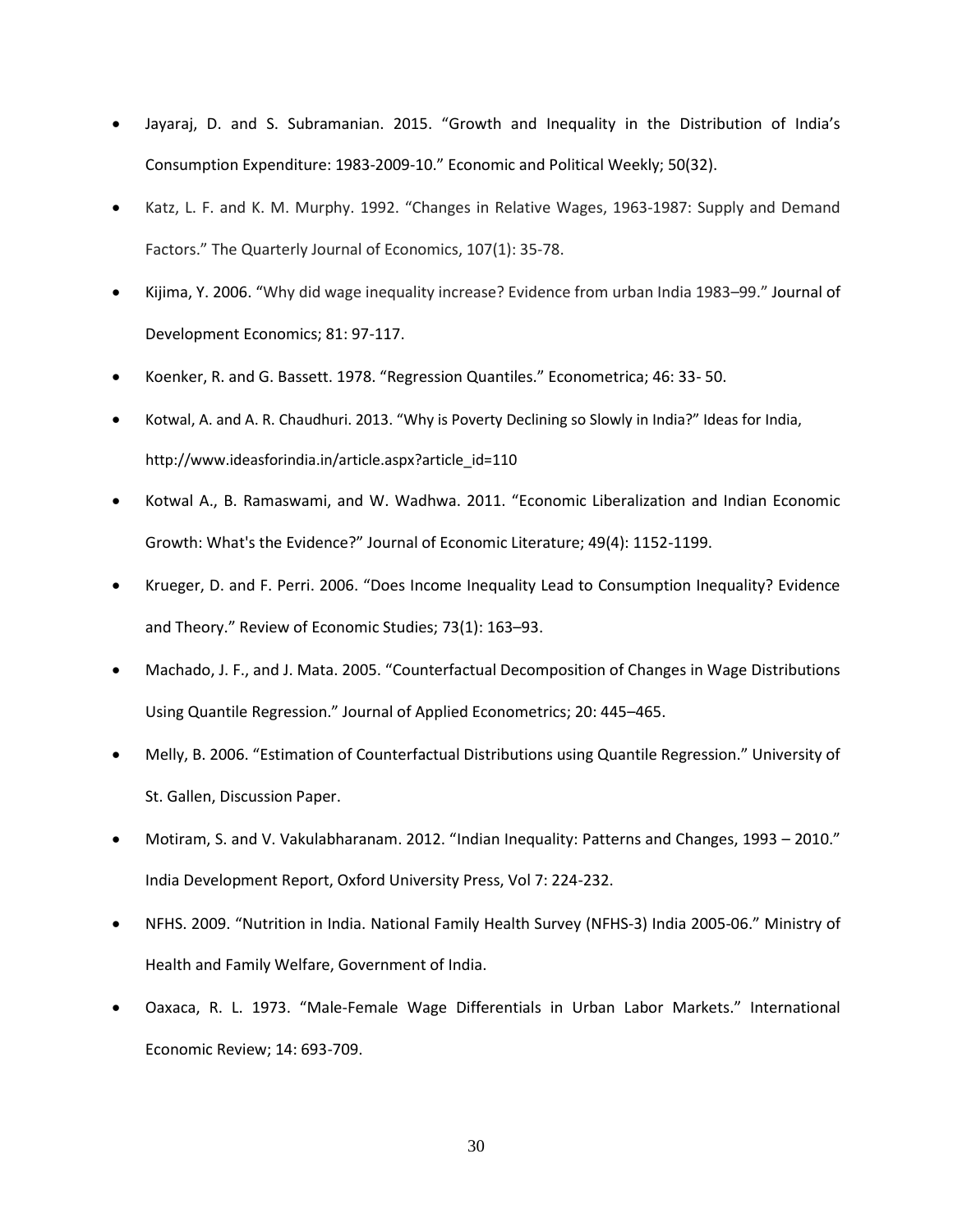- Jayaraj, D. and S. Subramanian. 2015. "Growth and Inequality in the Distribution of India's Consumption Expenditure: 1983-2009-10." Economic and Political Weekly; 50(32).
- Katz, L. F. and K. M. Murphy. 1992. "Changes in Relative Wages, 1963-1987: Supply and Demand Factors." The Quarterly Journal of Economics, 107(1): 35-78.
- Kijima, Y. 2006. "Why did wage inequality increase? Evidence from urban India 1983–99." Journal of Development Economics; 81: 97-117.
- Koenker, R. and G. Bassett. 1978. "Regression Quantiles." Econometrica; 46: 33- 50.
- Kotwal, A. and A. R. Chaudhuri. 2013. "Why is Poverty Declining so Slowly in India?" Ideas for India, http://www.ideasforindia.in/article.aspx?article_id=110
- Kotwal A., B. Ramaswami, and W. Wadhwa. 2011. "Economic Liberalization and Indian Economic Growth: What's the Evidence?" Journal of Economic Literature; 49(4): 1152-1199.
- Krueger, D. and F. Perri. 2006. "Does Income Inequality Lead to Consumption Inequality? Evidence and Theory." Review of Economic Studies; 73(1): 163–93.
- Machado, J. F., and J. Mata. 2005. "Counterfactual Decomposition of Changes in Wage Distributions Using Quantile Regression." Journal of Applied Econometrics; 20: 445–465.
- Melly, B. 2006. "Estimation of Counterfactual Distributions using Quantile Regression." University of St. Gallen, Discussion Paper.
- Motiram, S. and V. Vakulabharanam. 2012. "Indian Inequality: Patterns and Changes, 1993 – 2010." India Development Report, Oxford University Press, Vol 7: 224-232.
- NFHS. 2009. "Nutrition in India. National Family Health Survey (NFHS-3) India 2005-06." Ministry of Health and Family Welfare, Government of India.
- Oaxaca, R. L. 1973. "Male-Female Wage Differentials in Urban Labor Markets." International Economic Review; 14: 693-709.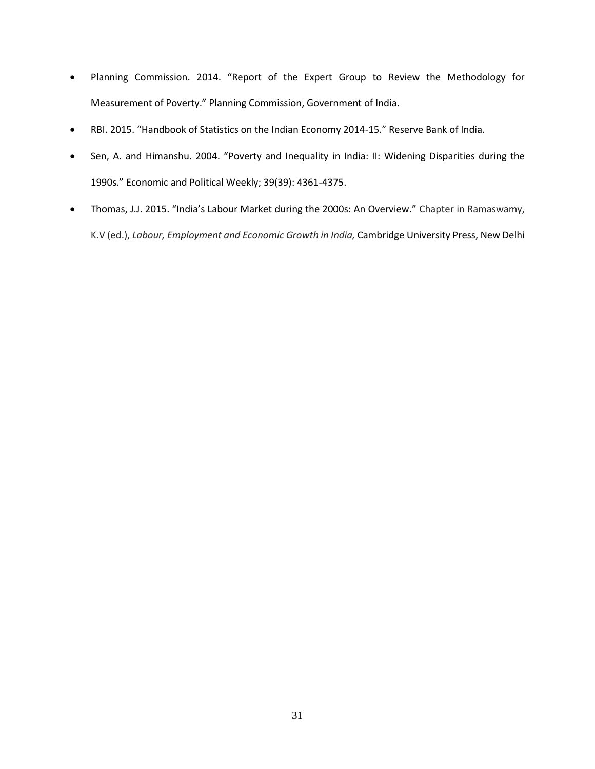- Planning Commission. 2014. "Report of the Expert Group to Review the Methodology for Measurement of Poverty." Planning Commission, Government of India.
- RBI. 2015. "Handbook of Statistics on the Indian Economy 2014-15." Reserve Bank of India.
- Sen, A. and Himanshu. 2004. "Poverty and Inequality in India: II: Widening Disparities during the 1990s." Economic and Political Weekly; 39(39): 4361-4375.
- Thomas, J.J. 2015. "India's Labour Market during the 2000s: An Overview." Chapter in Ramaswamy, K.V (ed.), *Labour, Employment and Economic Growth in India,* Cambridge University Press, New Delhi